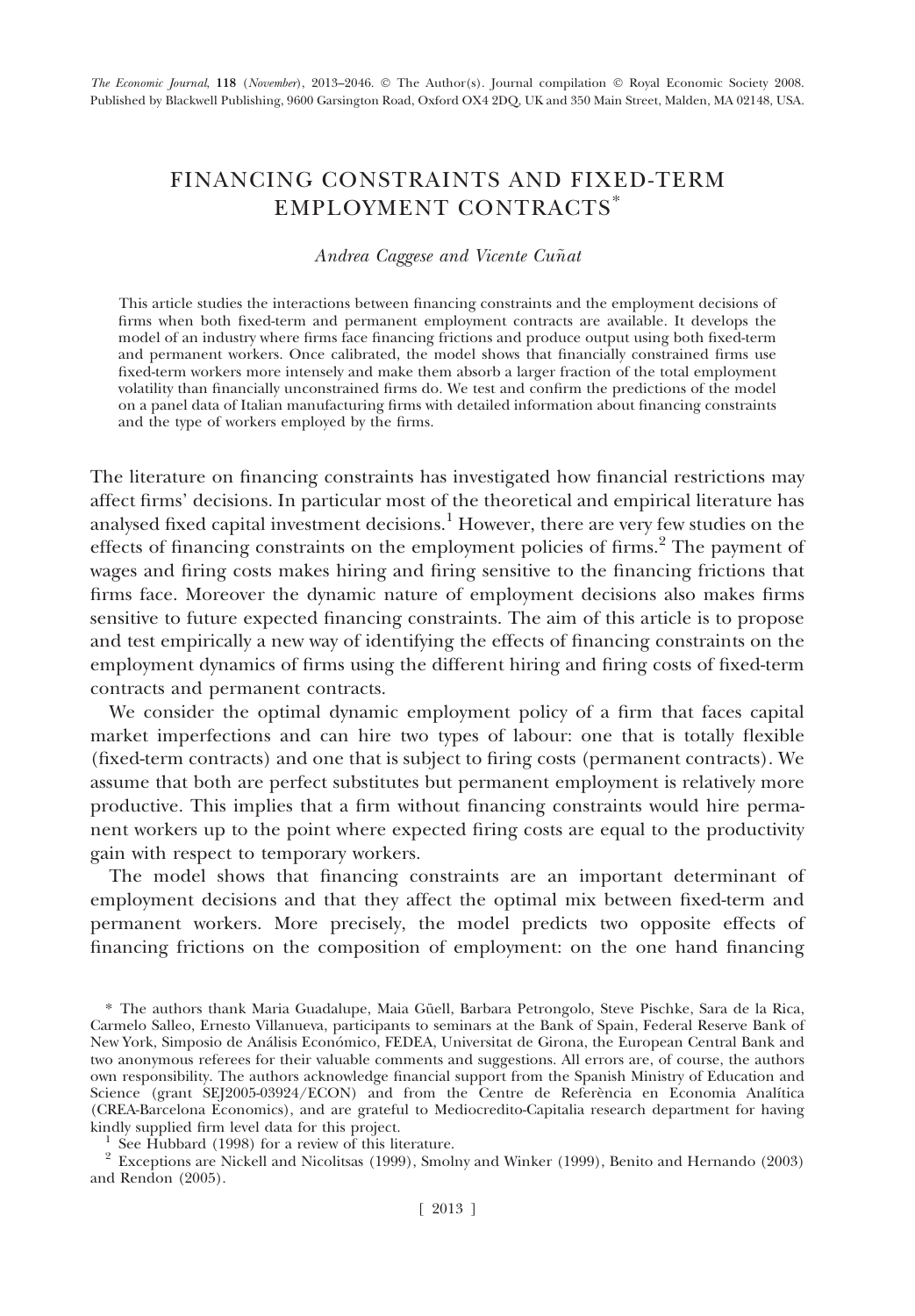# FINANCING CONSTRAINTS AND FIXED-TERM EMPLOYMENT CONTRACTS*

*Andrea Caggese and Vicente Cuñat*

This article studies the interactions between financing constraints and the employment decisions of firms when both fixed-term and permanent employment contracts are available. It develops the model of an industry where firms face financing frictions and produce output using both fixed-term and permanent workers. Once calibrated, the model shows that financially constrained firms use fixed-term workers more intensely and make them absorb a larger fraction of the total employment volatility than financially unconstrained firms do. We test and confirm the predictions of the model on a panel data of Italian manufacturing firms with detailed information about financing constraints and the type of workers employed by the firms.

The literature on financing constraints has investigated how financial restrictions may affect firms' decisions. In particular most of the theoretical and empirical literature has analysed fixed capital investment decisions.[1] However, there are very few studies on the effects of financing constraints on the employment policies of firms.[2] The payment of wages and firing costs makes hiring and firing sensitive to the financing frictions that firms face. Moreover the dynamic nature of employment decisions also makes firms sensitive to future expected financing constraints. The aim of this article is to propose and test empirically a new way of identifying the effects of financing constraints on the employment dynamics of firms using the different hiring and firing costs of fixed-term contracts and permanent contracts.

We consider the optimal dynamic employment policy of a firm that faces capital market imperfections and can hire two types of labour: one that is totally flexible (fixed-term contracts) and one that is subject to firing costs (permanent contracts). We assume that both are perfect substitutes but permanent employment is relatively more productive. This implies that a firm without financing constraints would hire permanent workers up to the point where expected firing costs are equal to the productivity gain with respect to temporary workers.

The model shows that financing constraints are an important determinant of employment decisions and that they affect the optimal mix between fixed-term and permanent workers. More precisely, the model predicts two opposite effects of financing frictions on the composition of employment: on the one hand financing

\* The authors thank Maria Guadalupe, Maia Güell, Barbara Petrongolo, Steve Pischke, Sara de la Rica, Carmelo Salleo, Ernesto Villanueva, participants to seminars at the Bank of Spain, Federal Reserve Bank of New York, Simposio de Análisis Económico, FEDEA, Universitat de Girona, the European Central Bank and two anonymous referees for their valuable comments and suggestions. All errors are, of course, the authors own responsibility. The authors acknowledge financial support from the Spanish Ministry of Education and Science (grant SEJ2005-03924/ECON) and from the Centre de Referència en Economia Analítica (CREA-Barcelona Economics), and are grateful to Mediocredito-Capitalia research department for having kindly supplied firm level data for this project.

[1] See Hubbard (1998) for a review of this literature.

[2] Exceptions are Nickell and Nicolitsas (1999), Smolny and Winker (1999), Benito and Hernando (2003) and Rendon (2005).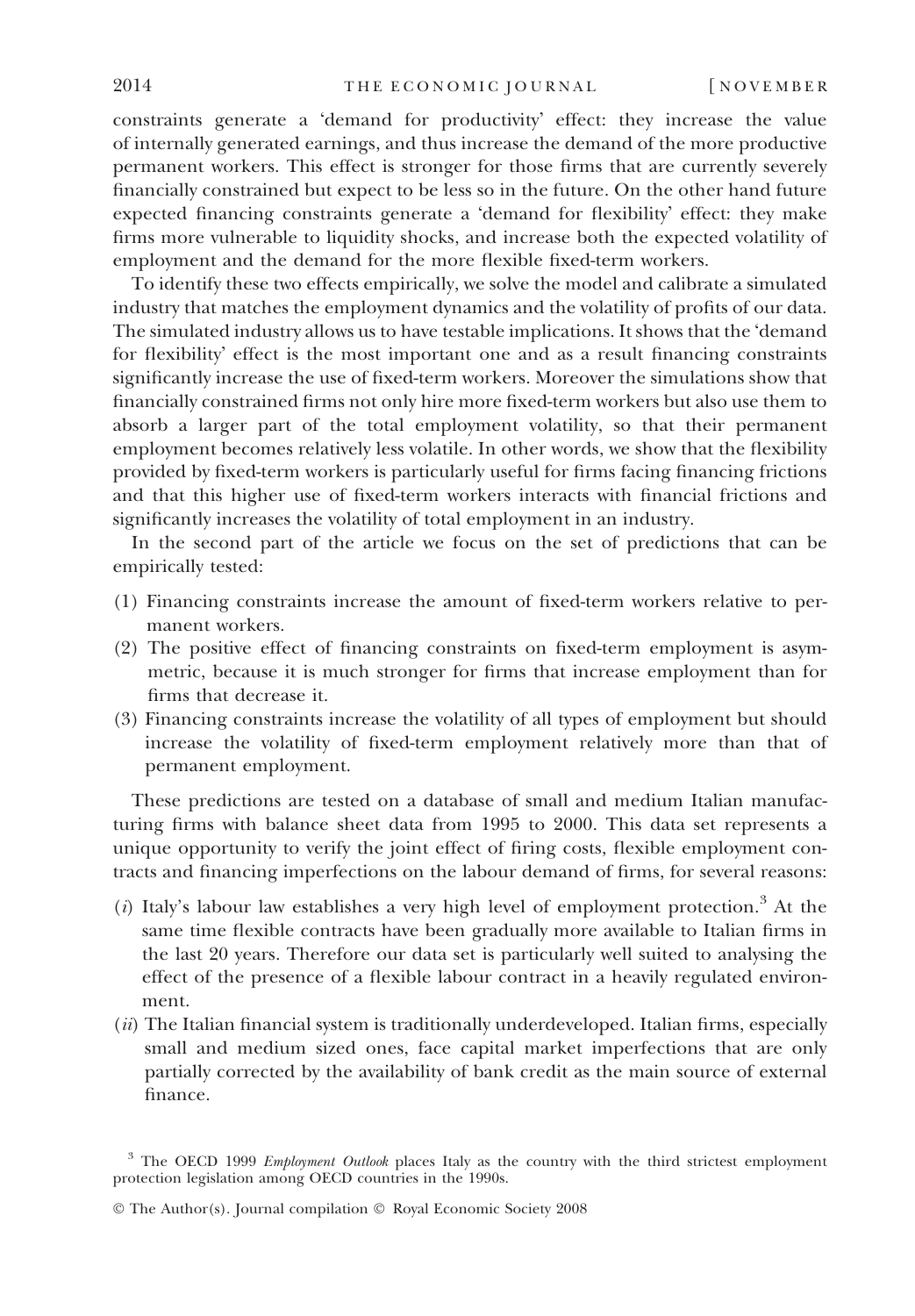constraints generate a 'demand for productivity' effect: they increase the value of internally generated earnings, and thus increase the demand of the more productive permanent workers. This effect is stronger for those firms that are currently severely financially constrained but expect to be less so in the future. On the other hand future expected financing constraints generate a 'demand for flexibility' effect: they make firms more vulnerable to liquidity shocks, and increase both the expected volatility of employment and the demand for the more flexible fixed-term workers.

To identify these two effects empirically, we solve the model and calibrate a simulated industry that matches the employment dynamics and the volatility of profits of our data. The simulated industry allows us to have testable implications. It shows that the 'demand for flexibility' effect is the most important one and as a result financing constraints significantly increase the use of fixed-term workers. Moreover the simulations show that financially constrained firms not only hire more fixed-term workers but also use them to absorb a larger part of the total employment volatility, so that their permanent employment becomes relatively less volatile. In other words, we show that the flexibility provided by fixed-term workers is particularly useful for firms facing financing frictions and that this higher use of fixed-term workers interacts with financial frictions and significantly increases the volatility of total employment in an industry.

In the second part of the article we focus on the set of predictions that can be empirically tested:

(1) Financing constraints increase the amount of fixed-term workers relative to permanent workers.
(2) The positive effect of financing constraints on fixed-term employment is asymmetric, because it is much stronger for firms that increase employment than for firms that decrease it.
(3) Financing constraints increase the volatility of all types of employment but should increase the volatility of fixed-term employment relatively more than that of permanent employment.

These predictions are tested on a database of small and medium Italian manufacturing firms with balance sheet data from 1995 to 2000. This data set represents a unique opportunity to verify the joint effect of firing costs, flexible employment contracts and financing imperfections on the labour demand of firms, for several reasons:

(*i*) Italy's labour law establishes a very high level of employment protection.[3] At the same time flexible contracts have been gradually more available to Italian firms in the last 20 years. Therefore our data set is particularly well suited to analysing the effect of the presence of a flexible labour contract in a heavily regulated environment.
(*ii*) The Italian financial system is traditionally underdeveloped. Italian firms, especially small and medium sized ones, face capital market imperfections that are only partially corrected by the availability of bank credit as the main source of external finance.

[3] The OECD 1999 *Employment Outlook* places Italy as the country with the third strictest employment protection legislation among OECD countries in the 1990s.

© The Author(s). Journal compilation © Royal Economic Society 2008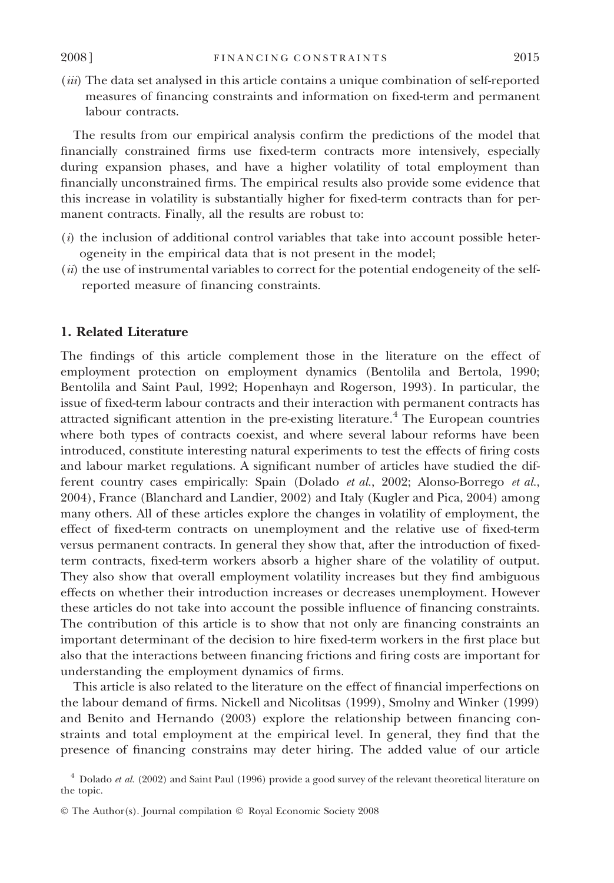(*iii*) The data set analysed in this article contains a unique combination of self-reported measures of financing constraints and information on fixed-term and permanent labour contracts.

The results from our empirical analysis confirm the predictions of the model that financially constrained firms use fixed-term contracts more intensively, especially during expansion phases, and have a higher volatility of total employment than financially unconstrained firms. The empirical results also provide some evidence that this increase in volatility is substantially higher for fixed-term contracts than for permanent contracts. Finally, all the results are robust to:

(*i*) the inclusion of additional control variables that take into account possible heterogeneity in the empirical data that is not present in the model;

(*ii*) the use of instrumental variables to correct for the potential endogeneity of the self-reported measure of financing constraints.

## 1. Related Literature

The findings of this article complement those in the literature on the effect of employment protection on employment dynamics (Bentolila and Bertola, 1990; Bentolila and Saint Paul, 1992; Hopenhayn and Rogerson, 1993). In particular, the issue of fixed-term labour contracts and their interaction with permanent contracts has attracted significant attention in the pre-existing literature.[4] The European countries where both types of contracts coexist, and where several labour reforms have been introduced, constitute interesting natural experiments to test the effects of firing costs and labour market regulations. A significant number of articles have studied the different country cases empirically: Spain (Dolado *et al.*, 2002; Alonso-Borrego *et al.*, 2004), France (Blanchard and Landier, 2002) and Italy (Kugler and Pica, 2004) among many others. All of these articles explore the changes in volatility of employment, the effect of fixed-term contracts on unemployment and the relative use of fixed-term versus permanent contracts. In general they show that, after the introduction of fixed-term contracts, fixed-term workers absorb a higher share of the volatility of output. They also show that overall employment volatility increases but they find ambiguous effects on whether their introduction increases or decreases unemployment. However these articles do not take into account the possible influence of financing constraints. The contribution of this article is to show that not only are financing constraints an important determinant of the decision to hire fixed-term workers in the first place but also that the interactions between financing frictions and firing costs are important for understanding the employment dynamics of firms.

This article is also related to the literature on the effect of financial imperfections on the labour demand of firms. Nickell and Nicolitsas (1999), Smolny and Winker (1999) and Benito and Hernando (2003) explore the relationship between financing constraints and total employment at the empirical level. In general, they find that the presence of financing constrains may deter hiring. The added value of our article

[4] Dolado *et al.* (2002) and Saint Paul (1996) provide a good survey of the relevant theoretical literature on the topic.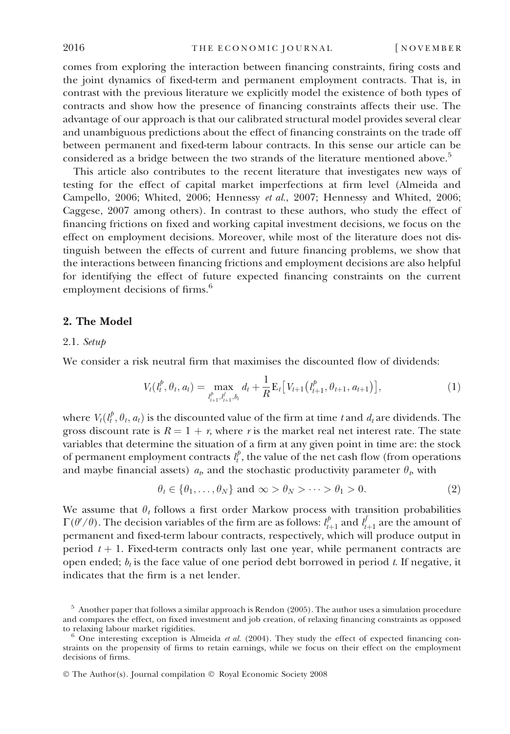comes from exploring the interaction between financing constraints, firing costs and the joint dynamics of fixed-term and permanent employment contracts. That is, in contrast with the previous literature we explicitly model the existence of both types of contracts and show how the presence of financing constraints affects their use. The advantage of our approach is that our calibrated structural model provides several clear and unambiguous predictions about the effect of financing constraints on the trade off between permanent and fixed-term labour contracts. In this sense our article can be considered as a bridge between the two strands of the literature mentioned above.[5]

This article also contributes to the recent literature that investigates new ways of testing for the effect of capital market imperfections at firm level (Almeida and Campello, 2006; Whited, 2006; Hennessy *et al.*, 2007; Hennessy and Whited, 2006; Caggese, 2007 among others). In contrast to these authors, who study the effect of financing frictions on fixed and working capital investment decisions, we focus on the effect on employment decisions. Moreover, while most of the literature does not distinguish between the effects of current and future financing problems, we show that the interactions between financing frictions and employment decisions are also helpful for identifying the effect of future expected financing constraints on the current employment decisions of firms.[6]

## 2. The Model

### 2.1. *Setup*

We consider a risk neutral firm that maximises the discounted flow of dividends:

$$V_t(l_t^p, \theta_t, a_t) = \max_{l_{t+1}^p, l_{t+1}^f, b_t} d_t + \frac{1}{R}\mathrm{E}_t\left[V_{t+1}\left(l_{t+1}^p, \theta_{t+1}, a_{t+1}\right)\right], \tag{1}$$

where $V_t(l_t^p, \theta_t, a_t)$ is the discounted value of the firm at time $t$ and $d_t$ are dividends. The gross discount rate is $R = 1 + r$, where $r$ is the market real net interest rate. The state variables that determine the situation of a firm at any given point in time are: the stock of permanent employment contracts $l_t^p$, the value of the net cash flow (from operations and maybe financial assets) $a_t$, and the stochastic productivity parameter $\theta_t$, with

$$\theta_t \in \{\theta_1, \ldots, \theta_N\} \text{ and } \infty > \theta_N > \cdots > \theta_1 > 0. \tag{2}$$

We assume that $\theta_t$ follows a first order Markow process with transition probabilities $\Gamma(\theta'/\theta)$. The decision variables of the firm are as follows: $l_{t+1}^p$ and $l_{t+1}^f$ are the amount of permanent and fixed-term labour contracts, respectively, which will produce output in period $t+1$. Fixed-term contracts only last one year, while permanent contracts are open ended; $b_t$ is the face value of one period debt borrowed in period $t$. If negative, it indicates that the firm is a net lender.

[5] Another paper that follows a similar approach is Rendon (2005). The author uses a simulation procedure and compares the effect, on fixed investment and job creation, of relaxing financing constraints as opposed to relaxing labour market rigidities.

[6] One interesting exception is Almeida *et al.* (2004). They study the effect of expected financing constraints on the propensity of firms to retain earnings, while we focus on their effect on the employment decisions of firms.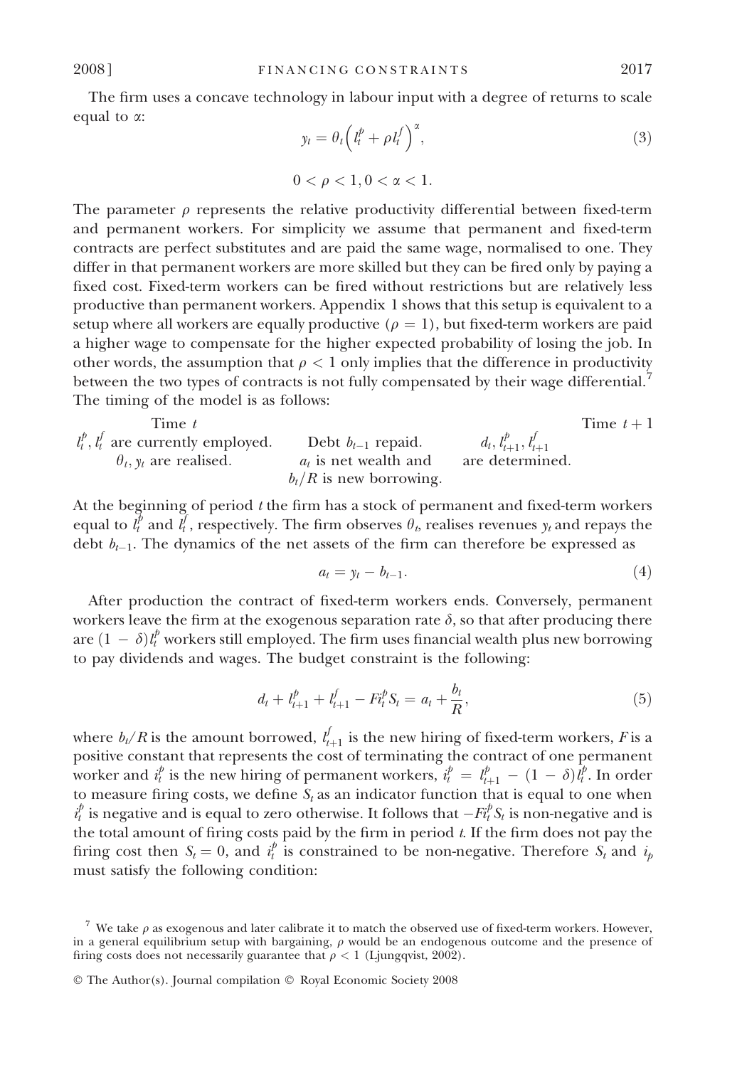The firm uses a concave technology in labour input with a degree of returns to scale equal to $\alpha$:

$$y_t = \theta_t \left( l_t^p + \rho l_t^f \right)^\alpha, \tag{3}$$

$$0 < \rho < 1, 0 < \alpha < 1.$$

The parameter $\rho$ represents the relative productivity differential between fixed-term and permanent workers. For simplicity we assume that permanent and fixed-term contracts are perfect substitutes and are paid the same wage, normalised to one. They differ in that permanent workers are more skilled but they can be fired only by paying a fixed cost. Fixed-term workers can be fired without restrictions but are relatively less productive than permanent workers. Appendix 1 shows that this setup is equivalent to a setup where all workers are equally productive ($\rho = 1$), but fixed-term workers are paid a higher wage to compensate for the higher expected probability of losing the job. In other words, the assumption that $\rho < 1$ only implies that the difference in productivity between the two types of contracts is not fully compensated by their wage differential.[7] The timing of the model is as follows:

| Time $t$ | | | Time $t+1$ |
|---|---|---|---|
| $l_t^p, l_t^f$ are currently employed. | Debt $b_{t-1}$ repaid. | $d_t, l_{t+1}^p, l_{t+1}^f$ | |
| $\theta_t, y_t$ are realised. | $a_t$ is net wealth and | are determined. | |
| | $b_t/R$ is new borrowing. | | |

At the beginning of period $t$ the firm has a stock of permanent and fixed-term workers equal to $l_t^p$ and $l_t^f$, respectively. The firm observes $\theta_t$, realises revenues $y_t$ and repays the debt $b_{t-1}$. The dynamics of the net assets of the firm can therefore be expressed as

$$a_t = y_t - b_{t-1}. \tag{4}$$

After production the contract of fixed-term workers ends. Conversely, permanent workers leave the firm at the exogenous separation rate $\delta$, so that after producing there are $(1 - \delta) l_t^p$ workers still employed. The firm uses financial wealth plus new borrowing to pay dividends and wages. The budget constraint is the following:

$$d_t + l_{t+1}^p + l_{t+1}^f - F i_t^p S_t = a_t + \frac{b_t}{R}, \tag{5}$$

where $b_t/R$ is the amount borrowed, $l_{t+1}^f$ is the new hiring of fixed-term workers, $F$ is a positive constant that represents the cost of terminating the contract of one permanent worker and $i_t^p$ is the new hiring of permanent workers, $i_t^p = l_{t+1}^p - (1 - \delta) l_t^p$. In order to measure firing costs, we define $S_t$ as an indicator function that is equal to one when $i_t^p$ is negative and is equal to zero otherwise. It follows that $-F i_t^p S_t$ is non-negative and is the total amount of firing costs paid by the firm in period $t$. If the firm does not pay the firing cost then $S_t = 0$, and $i_t^p$ is constrained to be non-negative. Therefore $S_t$ and $i_p$ must satisfy the following condition:

[7] We take $\rho$ as exogenous and later calibrate it to match the observed use of fixed-term workers. However, in a general equilibrium setup with bargaining, $\rho$ would be an endogenous outcome and the presence of firing costs does not necessarily guarantee that $\rho < 1$ (Ljungqvist, 2002).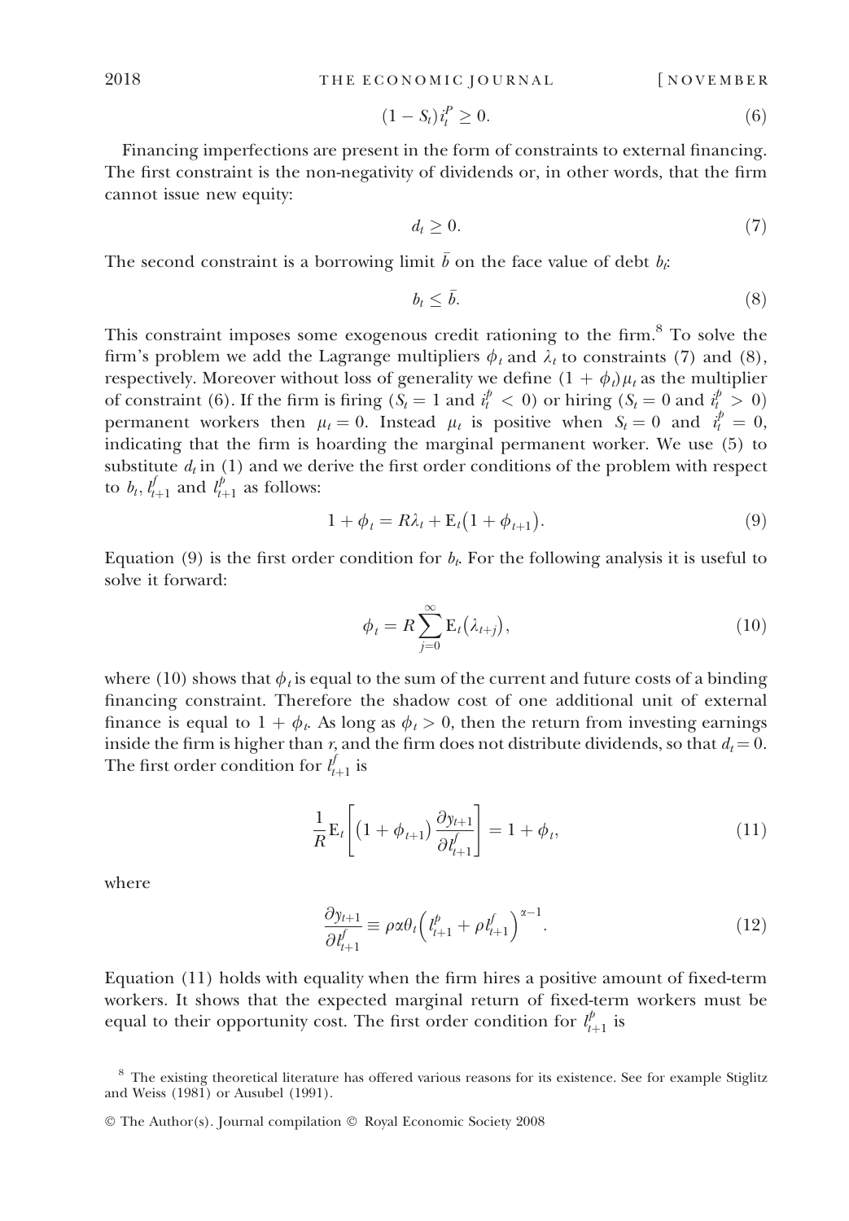$$(1 - S_t)i_t^P \geq 0. \tag{6}$$

Financing imperfections are present in the form of constraints to external financing. The first constraint is the non-negativity of dividends or, in other words, that the firm cannot issue new equity:

$$d_t \geq 0. \tag{7}$$

The second constraint is a borrowing limit $\bar{b}$ on the face value of debt $b_t$:

$$b_t \leq \bar{b}. \tag{8}$$

This constraint imposes some exogenous credit rationing to the firm.[8] To solve the firm's problem we add the Lagrange multipliers $\phi_t$ and $\lambda_t$ to constraints (7) and (8), respectively. Moreover without loss of generality we define $(1 + \phi_t)\mu_t$ as the multiplier of constraint (6). If the firm is firing ($S_t = 1$ and $i_t^p < 0$) or hiring ($S_t = 0$ and $i_t^p > 0$) permanent workers then $\mu_t = 0$. Instead $\mu_t$ is positive when $S_t = 0$ and $i_t^p = 0$, indicating that the firm is hoarding the marginal permanent worker. We use (5) to substitute $d_t$ in (1) and we derive the first order conditions of the problem with respect to $b_t$, $l_{t+1}^f$ and $l_{t+1}^p$ as follows:

$$1 + \phi_t = R\lambda_t + \mathrm{E}_t(1 + \phi_{t+1}). \tag{9}$$

Equation (9) is the first order condition for $b_t$. For the following analysis it is useful to solve it forward:

$$\phi_t = R\sum_{j=0}^{\infty} \mathrm{E}_t(\lambda_{t+j}), \tag{10}$$

where (10) shows that $\phi_t$ is equal to the sum of the current and future costs of a binding financing constraint. Therefore the shadow cost of one additional unit of external finance is equal to $1 + \phi_t$. As long as $\phi_t > 0$, then the return from investing earnings inside the firm is higher than $r$, and the firm does not distribute dividends, so that $d_t = 0$. The first order condition for $l_{t+1}^f$ is

$$\frac{1}{R}\mathrm{E}_t\left[(1 + \phi_{t+1})\frac{\partial y_{t+1}}{\partial l_{t+1}^f}\right] = 1 + \phi_t, \tag{11}$$

where

$$\frac{\partial y_{t+1}}{\partial l_{t+1}^f} \equiv \rho\alpha\theta_t\left(l_{t+1}^p + \rho l_{t+1}^f\right)^{\alpha-1}. \tag{12}$$

Equation (11) holds with equality when the firm hires a positive amount of fixed-term workers. It shows that the expected marginal return of fixed-term workers must be equal to their opportunity cost. The first order condition for $l_{t+1}^p$ is

[8] The existing theoretical literature has offered various reasons for its existence. See for example Stiglitz and Weiss (1981) or Ausubel (1991).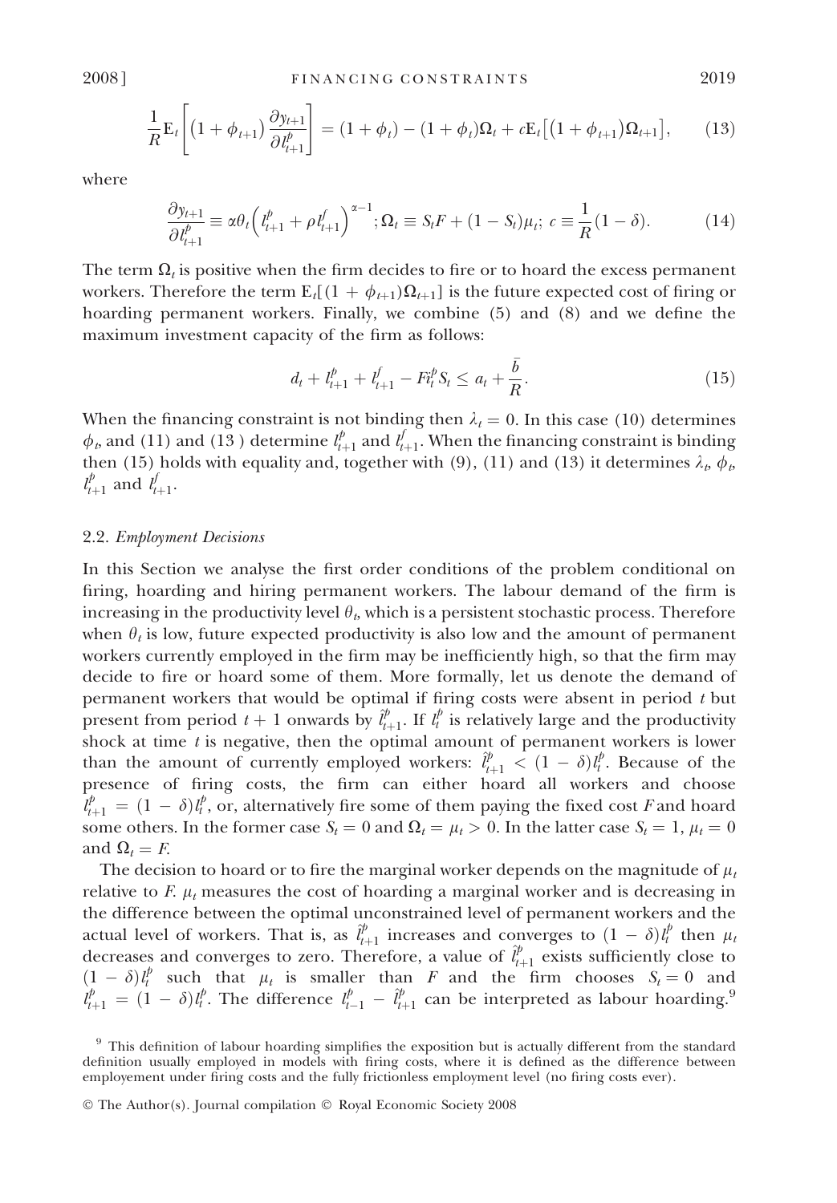$$\frac{1}{R}\mathrm{E}_t\left[\left(1+\phi_{t+1}\right)\frac{\partial y_{t+1}}{\partial l^p_{t+1}}\right] = (1+\phi_t) - (1+\phi_t)\Omega_t + c\mathrm{E}_t\left[\left(1+\phi_{t+1}\right)\Omega_{t+1}\right], \tag{13}$$

where

$$\frac{\partial y_{t+1}}{\partial l^p_{t+1}} \equiv \alpha\theta_t\left(l^p_{t+1}+\rho l^f_{t+1}\right)^{\alpha-1}; \Omega_t \equiv S_t F + (1-S_t)\mu_t;\ c \equiv \frac{1}{R}(1-\delta). \tag{14}$$

The term $\Omega_t$ is positive when the firm decides to fire or to hoard the excess permanent workers. Therefore the term $\mathrm{E}_t[(1+\phi_{t+1})\Omega_{t+1}]$ is the future expected cost of firing or hoarding permanent workers. Finally, we combine (5) and (8) and we define the maximum investment capacity of the firm as follows:

$$d_t + l^p_{t+1} + l^f_{t+1} - F i^p_t S_t \leq a_t + \frac{\bar{b}}{R}. \tag{15}$$

When the financing constraint is not binding then $\lambda_t = 0$. In this case (10) determines $\phi_t$, and (11) and (13 ) determine $l^p_{t+1}$ and $l^f_{t+1}$. When the financing constraint is binding then (15) holds with equality and, together with (9), (11) and (13) it determines $\lambda_t$, $\phi_t$, $l^p_{t+1}$ and $l^f_{t+1}$.

### 2.2. *Employment Decisions*

In this Section we analyse the first order conditions of the problem conditional on firing, hoarding and hiring permanent workers. The labour demand of the firm is increasing in the productivity level $\theta_t$, which is a persistent stochastic process. Therefore when $\theta_t$ is low, future expected productivity is also low and the amount of permanent workers currently employed in the firm may be inefficiently high, so that the firm may decide to fire or hoard some of them. More formally, let us denote the demand of permanent workers that would be optimal if firing costs were absent in period $t$ but present from period $t+1$ onwards by $\hat{l}^p_{t+1}$. If $l^p_t$ is relatively large and the productivity shock at time $t$ is negative, then the optimal amount of permanent workers is lower than the amount of currently employed workers: $\hat{l}^p_{t+1} < (1-\delta)l^p_t$. Because of the presence of firing costs, the firm can either hoard all workers and choose $l^p_{t+1} = (1-\delta)l^p_t$, or, alternatively fire some of them paying the fixed cost $F$ and hoard some others. In the former case $S_t = 0$ and $\Omega_t = \mu_t > 0$. In the latter case $S_t = 1$, $\mu_t = 0$ and $\Omega_t = F$.

The decision to hoard or to fire the marginal worker depends on the magnitude of $\mu_t$ relative to $F$. $\mu_t$ measures the cost of hoarding a marginal worker and is decreasing in the difference between the optimal unconstrained level of permanent workers and the actual level of workers. That is, as $\hat{l}^p_{t+1}$ increases and converges to $(1-\delta)l^p_t$ then $\mu_t$ decreases and converges to zero. Therefore, a value of $\hat{l}^p_{t+1}$ exists sufficiently close to $(1-\delta)l^p_t$ such that $\mu_t$ is smaller than $F$ and the firm chooses $S_t = 0$ and $l^p_{t+1} = (1-\delta)l^p_t$. The difference $l^p_{t-1} - \hat{l}^p_{t+1}$ can be interpreted as labour hoarding.[9]

[9] This definition of labour hoarding simplifies the exposition but is actually different from the standard definition usually employed in models with firing costs, where it is defined as the difference between employement under firing costs and the fully frictionless employment level (no firing costs ever).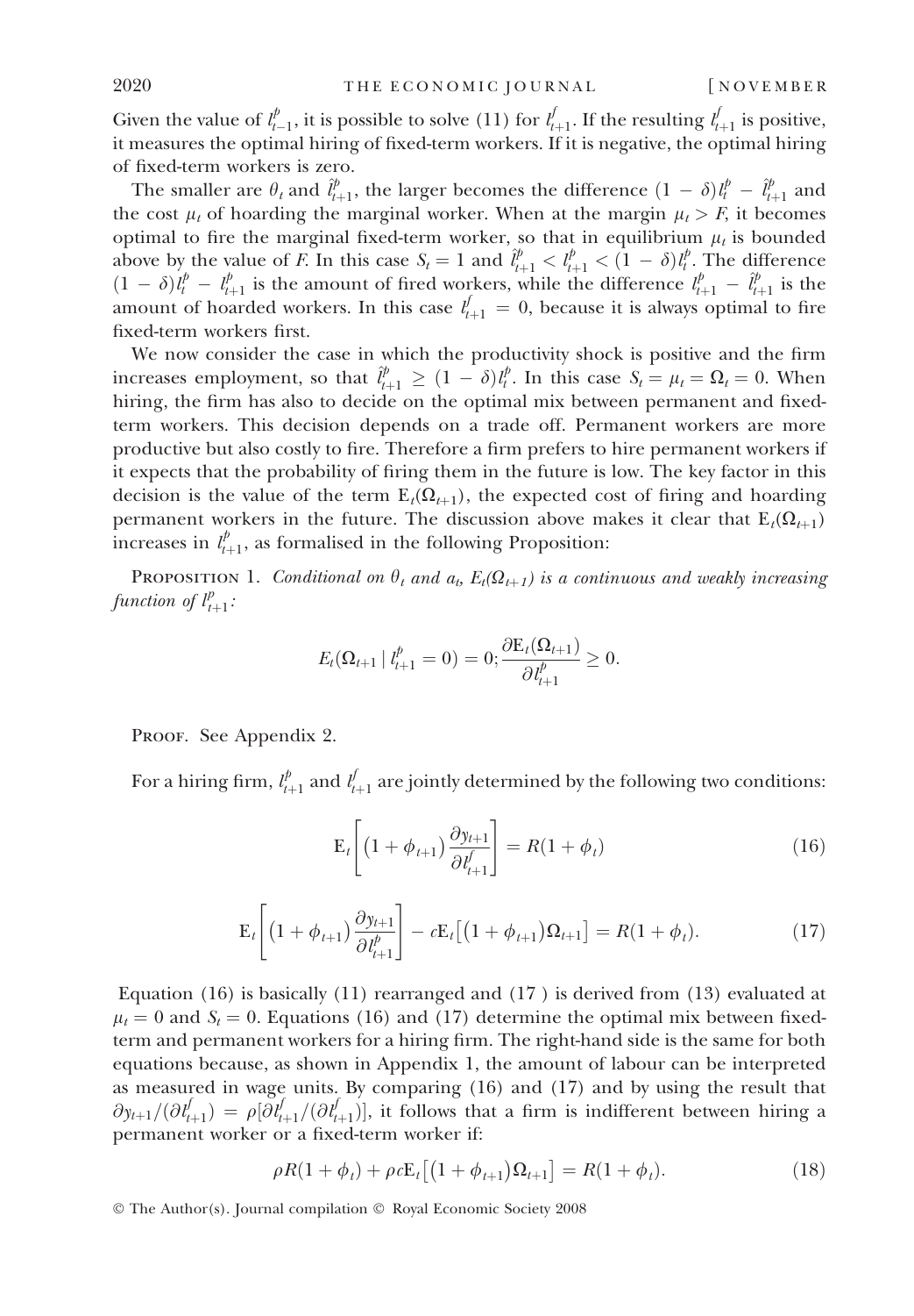Given the value of $l_{t-1}^p$, it is possible to solve (11) for $l_{t+1}^f$. If the resulting $l_{t+1}^f$ is positive, it measures the optimal hiring of fixed-term workers. If it is negative, the optimal hiring of fixed-term workers is zero.

The smaller are $\theta_t$ and $\hat{l}_{t+1}^p$, the larger becomes the difference $(1-\delta)l_t^p - \hat{l}_{t+1}^p$ and the cost $\mu_t$ of hoarding the marginal worker. When at the margin $\mu_t > F$, it becomes optimal to fire the marginal fixed-term worker, so that in equilibrium $\mu_t$ is bounded above by the value of $F$. In this case $S_t = 1$ and $\hat{l}_{t+1}^p < l_{t+1}^p < (1-\delta)l_t^p$. The difference $(1-\delta)l_t^p - l_{t+1}^p$ is the amount of fired workers, while the difference $l_{t+1}^p - \hat{l}_{t+1}^p$ is the amount of hoarded workers. In this case $l_{t+1}^f = 0$, because it is always optimal to fire fixed-term workers first.

We now consider the case in which the productivity shock is positive and the firm increases employment, so that $\hat{l}_{t+1}^p \geq (1-\delta)l_t^p$. In this case $S_t = \mu_t = \Omega_t = 0$. When hiring, the firm has also to decide on the optimal mix between permanent and fixed-term workers. This decision depends on a trade off. Permanent workers are more productive but also costly to fire. Therefore a firm prefers to hire permanent workers if it expects that the probability of firing them in the future is low. The key factor in this decision is the value of the term $\mathrm{E}_t(\Omega_{t+1})$, the expected cost of firing and hoarding permanent workers in the future. The discussion above makes it clear that $\mathrm{E}_t(\Omega_{t+1})$ increases in $l_{t+1}^p$, as formalised in the following Proposition:

PROPOSITION 1. *Conditional on $\theta_t$ and $a_t$, $E_t(\Omega_{t+1})$ is a continuous and weakly increasing function of $l_{t+1}^p$:*

$$E_t(\Omega_{t+1} \mid l_{t+1}^p = 0) = 0; \frac{\partial \mathrm{E}_t(\Omega_{t+1})}{\partial l_{t+1}^p} \geq 0.$$

PROOF. See Appendix 2.

For a hiring firm, $l_{t+1}^p$ and $l_{t+1}^f$ are jointly determined by the following two conditions:

$$\mathrm{E}_t\left[(1+\phi_{t+1})\frac{\partial y_{t+1}}{\partial l_{t+1}^f}\right] = R(1+\phi_t) \tag{16}$$

$$\mathrm{E}_t\left[(1+\phi_{t+1})\frac{\partial y_{t+1}}{\partial l_{t+1}^p}\right] - c\mathrm{E}_t\left[(1+\phi_{t+1})\Omega_{t+1}\right] = R(1+\phi_t). \tag{17}$$

Equation (16) is basically (11) rearranged and (17 ) is derived from (13) evaluated at $\mu_t = 0$ and $S_t = 0$. Equations (16) and (17) determine the optimal mix between fixed-term and permanent workers for a hiring firm. The right-hand side is the same for both equations because, as shown in Appendix 1, the amount of labour can be interpreted as measured in wage units. By comparing (16) and (17) and by using the result that $\partial y_{t+1}/(\partial l_{t+1}^f) = \rho[\partial l_{t+1}^f/(\partial l_{t+1}^f)]$, it follows that a firm is indifferent between hiring a permanent worker or a fixed-term worker if:

$$\rho R(1+\phi_t) + \rho c \mathrm{E}_t\left[(1+\phi_{t+1})\Omega_{t+1}\right] = R(1+\phi_t). \tag{18}$$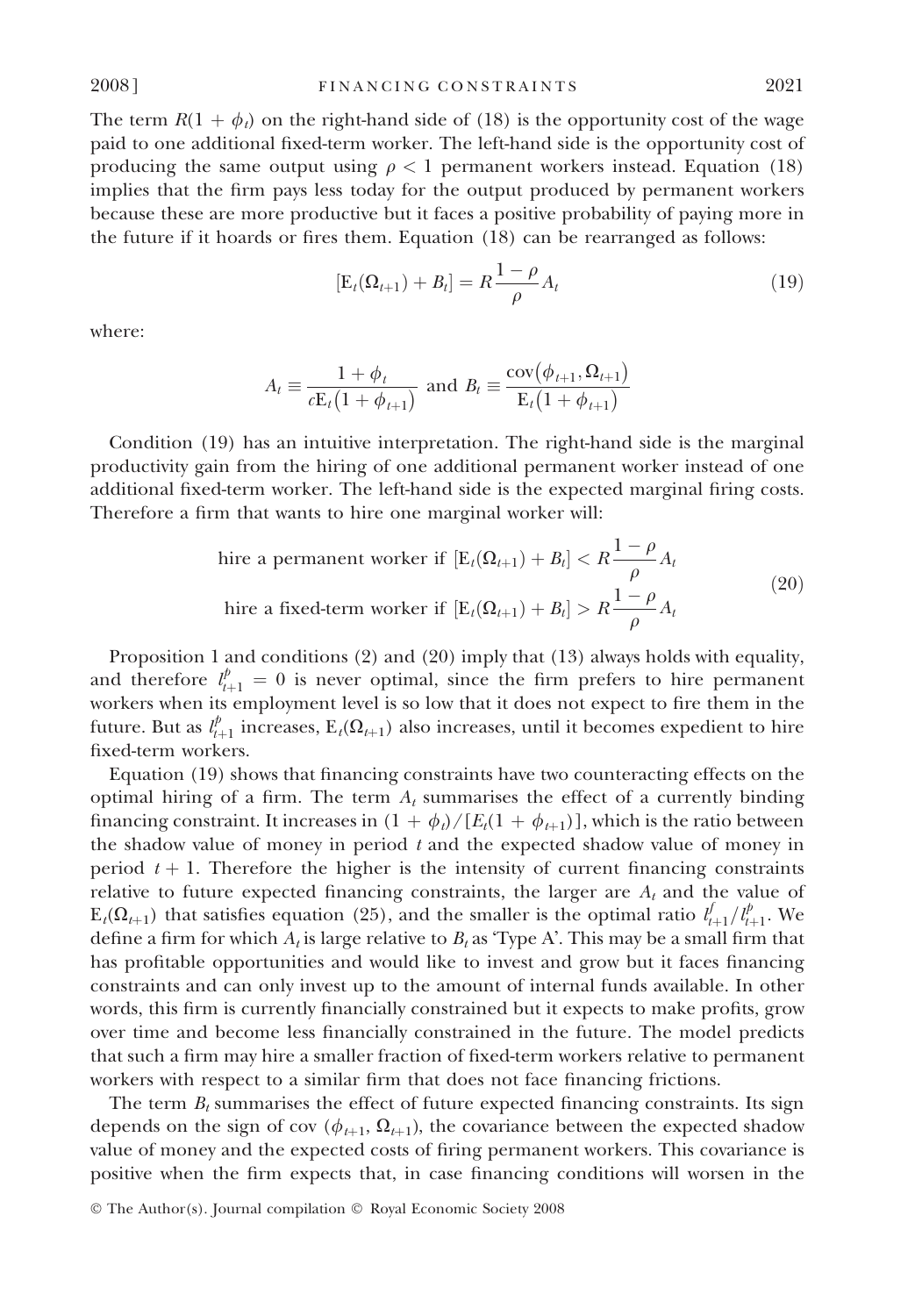The term $R(1 + \phi_t)$ on the right-hand side of (18) is the opportunity cost of the wage paid to one additional fixed-term worker. The left-hand side is the opportunity cost of producing the same output using $\rho < 1$ permanent workers instead. Equation (18) implies that the firm pays less today for the output produced by permanent workers because these are more productive but it faces a positive probability of paying more in the future if it hoards or fires them. Equation (18) can be rearranged as follows:

$$[\mathrm{E}_t(\Omega_{t+1}) + B_t] = R\frac{1-\rho}{\rho}A_t \tag{19}$$

where:

$$A_t \equiv \frac{1+\phi_t}{c\mathrm{E}_t(1+\phi_{t+1})} \text{ and } B_t \equiv \frac{\mathrm{cov}(\phi_{t+1}, \Omega_{t+1})}{\mathrm{E}_t(1+\phi_{t+1})}$$

Condition (19) has an intuitive interpretation. The right-hand side is the marginal productivity gain from the hiring of one additional permanent worker instead of one additional fixed-term worker. The left-hand side is the expected marginal firing costs. Therefore a firm that wants to hire one marginal worker will:

$$\begin{aligned} &\text{hire a permanent worker if } [\mathrm{E}_t(\Omega_{t+1}) + B_t] < R\frac{1-\rho}{\rho}A_t \\ &\text{hire a fixed-term worker if } [\mathrm{E}_t(\Omega_{t+1}) + B_t] > R\frac{1-\rho}{\rho}A_t \end{aligned} \tag{20}$$

Proposition 1 and conditions (2) and (20) imply that (13) always holds with equality, and therefore $l_{t+1}^p = 0$ is never optimal, since the firm prefers to hire permanent workers when its employment level is so low that it does not expect to fire them in the future. But as $l_{t+1}^p$ increases, $\mathrm{E}_t(\Omega_{t+1})$ also increases, until it becomes expedient to hire fixed-term workers.

Equation (19) shows that financing constraints have two counteracting effects on the optimal hiring of a firm. The term $A_t$ summarises the effect of a currently binding financing constraint. It increases in $(1 + \phi_t)/[E_t(1 + \phi_{t+1})]$, which is the ratio between the shadow value of money in period $t$ and the expected shadow value of money in period $t + 1$. Therefore the higher is the intensity of current financing constraints relative to future expected financing constraints, the larger are $A_t$ and the value of $\mathrm{E}_t(\Omega_{t+1})$ that satisfies equation (25), and the smaller is the optimal ratio $l_{t+1}^f/l_{t+1}^p$. We define a firm for which $A_t$ is large relative to $B_t$ as 'Type A'. This may be a small firm that has profitable opportunities and would like to invest and grow but it faces financing constraints and can only invest up to the amount of internal funds available. In other words, this firm is currently financially constrained but it expects to make profits, grow over time and become less financially constrained in the future. The model predicts that such a firm may hire a smaller fraction of fixed-term workers relative to permanent workers with respect to a similar firm that does not face financing frictions.

The term $B_t$ summarises the effect of future expected financing constraints. Its sign depends on the sign of cov $(\phi_{t+1}, \Omega_{t+1})$, the covariance between the expected shadow value of money and the expected costs of firing permanent workers. This covariance is positive when the firm expects that, in case financing conditions will worsen in the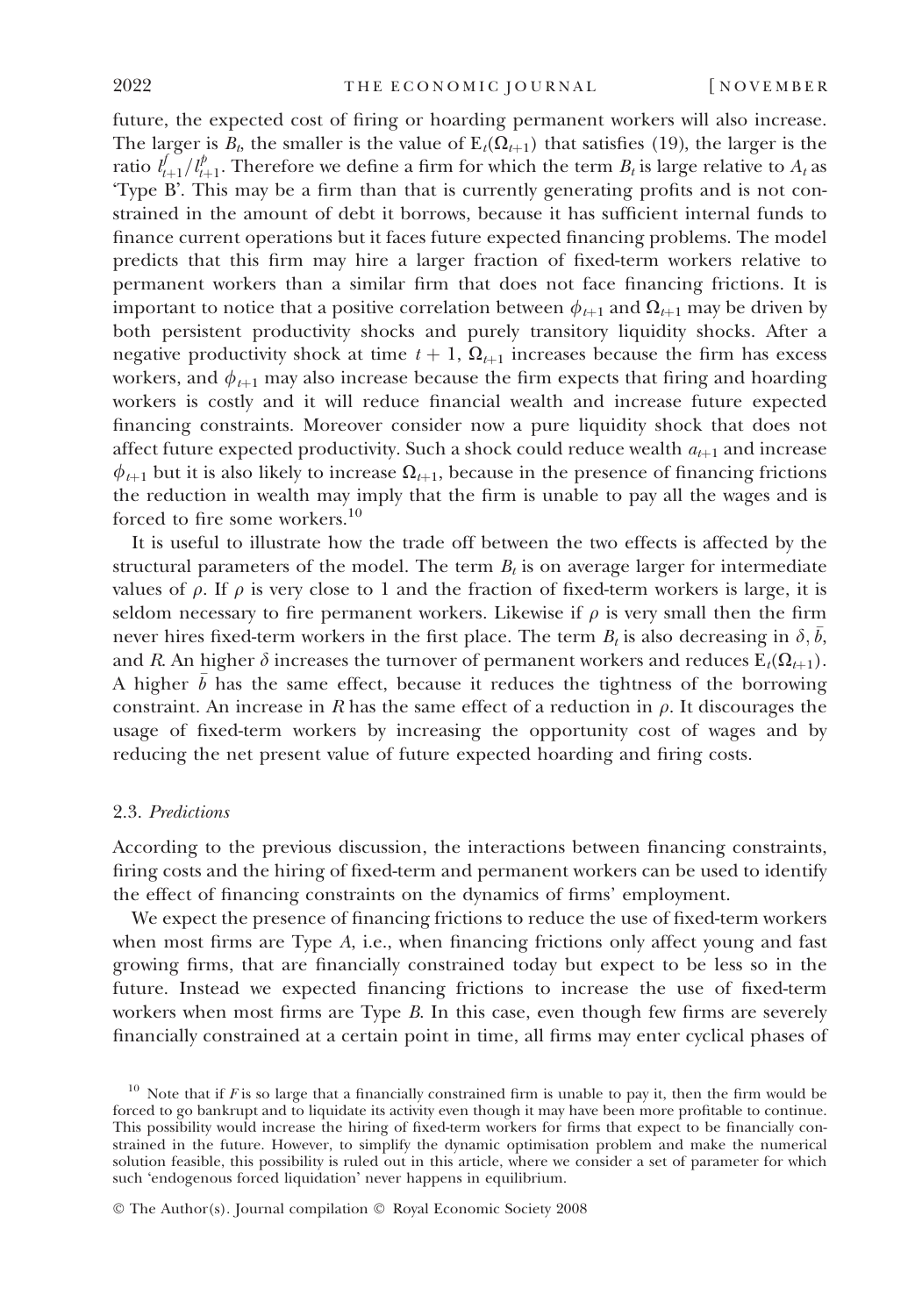future, the expected cost of firing or hoarding permanent workers will also increase. The larger is $B_t$, the smaller is the value of $E_t(\Omega_{t+1})$ that satisfies (19), the larger is the ratio $l^f_{t+1}/l^p_{t+1}$. Therefore we define a firm for which the term $B_t$ is large relative to $A_t$ as 'Type B'. This may be a firm than that is currently generating profits and is not constrained in the amount of debt it borrows, because it has sufficient internal funds to finance current operations but it faces future expected financing problems. The model predicts that this firm may hire a larger fraction of fixed-term workers relative to permanent workers than a similar firm that does not face financing frictions. It is important to notice that a positive correlation between $\phi_{t+1}$ and $\Omega_{t+1}$ may be driven by both persistent productivity shocks and purely transitory liquidity shocks. After a negative productivity shock at time $t+1$, $\Omega_{t+1}$ increases because the firm has excess workers, and $\phi_{t+1}$ may also increase because the firm expects that firing and hoarding workers is costly and it will reduce financial wealth and increase future expected financing constraints. Moreover consider now a pure liquidity shock that does not affect future expected productivity. Such a shock could reduce wealth $a_{t+1}$ and increase $\phi_{t+1}$ but it is also likely to increase $\Omega_{t+1}$, because in the presence of financing frictions the reduction in wealth may imply that the firm is unable to pay all the wages and is forced to fire some workers.[10]

It is useful to illustrate how the trade off between the two effects is affected by the structural parameters of the model. The term $B_t$ is on average larger for intermediate values of $\rho$. If $\rho$ is very close to 1 and the fraction of fixed-term workers is large, it is seldom necessary to fire permanent workers. Likewise if $\rho$ is very small then the firm never hires fixed-term workers in the first place. The term $B_t$ is also decreasing in $\delta, \bar{b}$, and $R$. An higher $\delta$ increases the turnover of permanent workers and reduces $E_t(\Omega_{t+1})$. A higher $\bar{b}$ has the same effect, because it reduces the tightness of the borrowing constraint. An increase in $R$ has the same effect of a reduction in $\rho$. It discourages the usage of fixed-term workers by increasing the opportunity cost of wages and by reducing the net present value of future expected hoarding and firing costs.

### 2.3. *Predictions*

According to the previous discussion, the interactions between financing constraints, firing costs and the hiring of fixed-term and permanent workers can be used to identify the effect of financing constraints on the dynamics of firms' employment.

We expect the presence of financing frictions to reduce the use of fixed-term workers when most firms are Type *A*, i.e., when financing frictions only affect young and fast growing firms, that are financially constrained today but expect to be less so in the future. Instead we expected financing frictions to increase the use of fixed-term workers when most firms are Type *B*. In this case, even though few firms are severely financially constrained at a certain point in time, all firms may enter cyclical phases of

[10] Note that if $F$ is so large that a financially constrained firm is unable to pay it, then the firm would be forced to go bankrupt and to liquidate its activity even though it may have been more profitable to continue. This possibility would increase the hiring of fixed-term workers for firms that expect to be financially constrained in the future. However, to simplify the dynamic optimisation problem and make the numerical solution feasible, this possibility is ruled out in this article, where we consider a set of parameter for which such 'endogenous forced liquidation' never happens in equilibrium.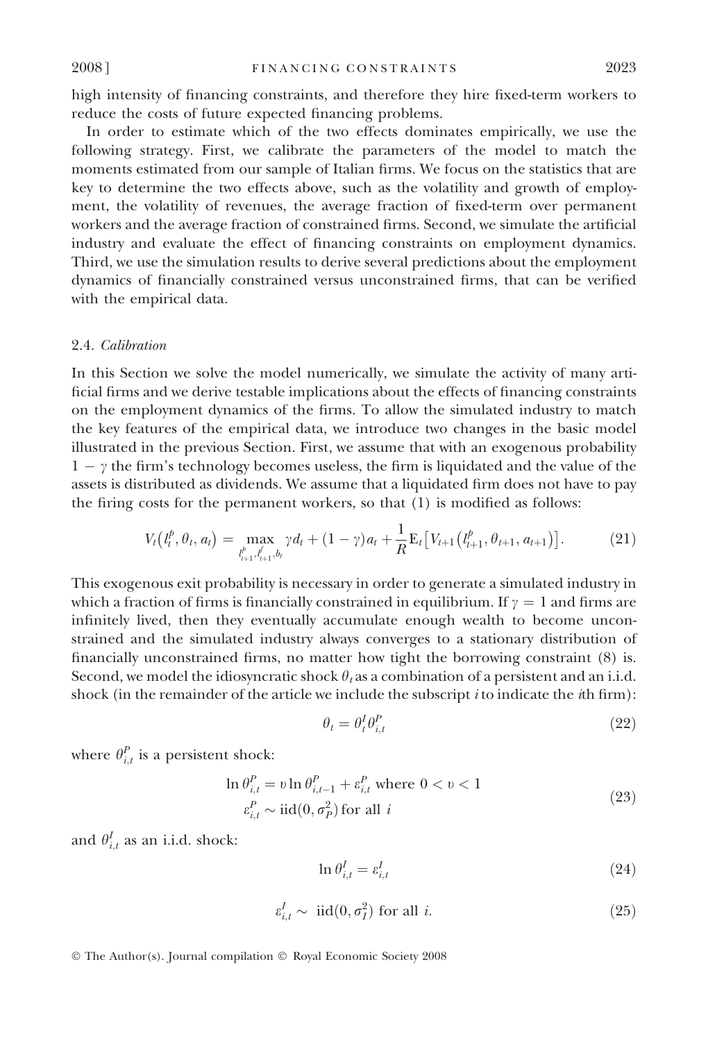high intensity of financing constraints, and therefore they hire fixed-term workers to reduce the costs of future expected financing problems.

In order to estimate which of the two effects dominates empirically, we use the following strategy. First, we calibrate the parameters of the model to match the moments estimated from our sample of Italian firms. We focus on the statistics that are key to determine the two effects above, such as the volatility and growth of employment, the volatility of revenues, the average fraction of fixed-term over permanent workers and the average fraction of constrained firms. Second, we simulate the artificial industry and evaluate the effect of financing constraints on employment dynamics. Third, we use the simulation results to derive several predictions about the employment dynamics of financially constrained versus unconstrained firms, that can be verified with the empirical data.

### 2.4. *Calibration*

In this Section we solve the model numerically, we simulate the activity of many artificial firms and we derive testable implications about the effects of financing constraints on the employment dynamics of the firms. To allow the simulated industry to match the key features of the empirical data, we introduce two changes in the basic model illustrated in the previous Section. First, we assume that with an exogenous probability $1 - \gamma$ the firm's technology becomes useless, the firm is liquidated and the value of the assets is distributed as dividends. We assume that a liquidated firm does not have to pay the firing costs for the permanent workers, so that (1) is modified as follows:

$$V_t\left(l_t^p, \theta_t, a_t\right) = \max_{l_{t+1}^p, l_{t+1}^f, b_t} \gamma d_t + (1-\gamma) a_t + \frac{1}{R} \mathrm{E}_t\left[V_{t+1}\left(l_{t+1}^p, \theta_{t+1}, a_{t+1}\right)\right]. \tag{21}$$

This exogenous exit probability is necessary in order to generate a simulated industry in which a fraction of firms is financially constrained in equilibrium. If $\gamma = 1$ and firms are infinitely lived, then they eventually accumulate enough wealth to become unconstrained and the simulated industry always converges to a stationary distribution of financially unconstrained firms, no matter how tight the borrowing constraint (8) is. Second, we model the idiosyncratic shock $\theta_t$ as a combination of a persistent and an i.i.d. shock (in the remainder of the article we include the subscript $i$ to indicate the $i$th firm):

$$\theta_t = \theta_t^I \theta_{i,t}^P \tag{22}$$

where $\theta_{i,t}^P$ is a persistent shock:

$$\begin{aligned} &\ln \theta_{i,t}^P = \upsilon \ln \theta_{i,t-1}^P + \varepsilon_{i,t}^P \text{ where } 0 < \upsilon < 1 \\ &\varepsilon_{i,t}^P \sim \mathrm{iid}(0, \sigma_P^2) \text{ for all } i \end{aligned} \tag{23}$$

and $\theta_{i,t}^I$ as an i.i.d. shock:

$$\ln \theta_{i,t}^I = \varepsilon_{i,t}^I \tag{24}$$

$$\varepsilon_{i,t}^I \sim \mathrm{iid}(0, \sigma_I^2) \text{ for all } i. \tag{25}$$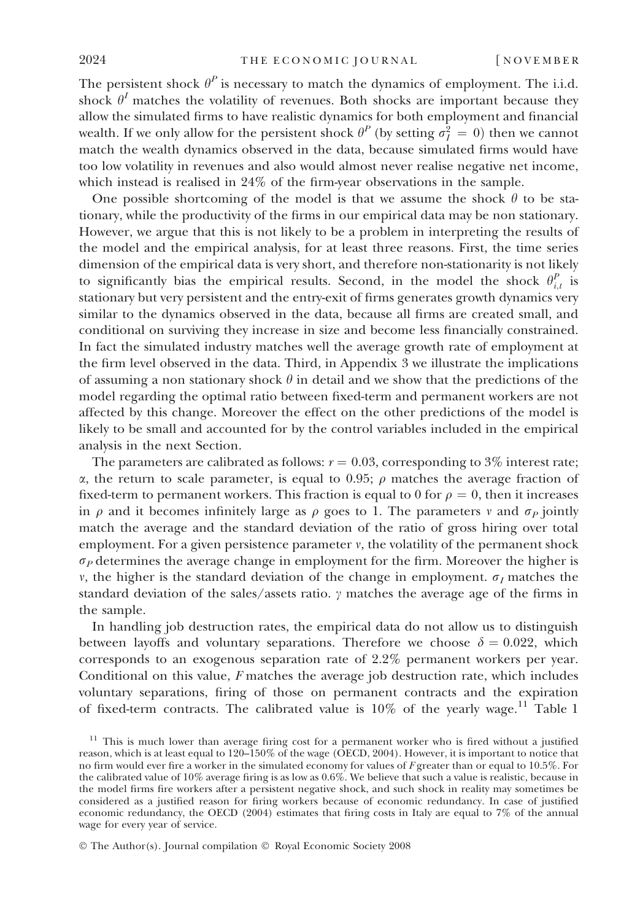The persistent shock $\theta^P$ is necessary to match the dynamics of employment. The i.i.d. shock $\theta^I$ matches the volatility of revenues. Both shocks are important because they allow the simulated firms to have realistic dynamics for both employment and financial wealth. If we only allow for the persistent shock $\theta^P$ (by setting $\sigma_I^2 = 0$) then we cannot match the wealth dynamics observed in the data, because simulated firms would have too low volatility in revenues and also would almost never realise negative net income, which instead is realised in 24% of the firm-year observations in the sample.

One possible shortcoming of the model is that we assume the shock $\theta$ to be stationary, while the productivity of the firms in our empirical data may be non stationary. However, we argue that this is not likely to be a problem in interpreting the results of the model and the empirical analysis, for at least three reasons. First, the time series dimension of the empirical data is very short, and therefore non-stationarity is not likely to significantly bias the empirical results. Second, in the model the shock $\theta_{i,t}^P$ is stationary but very persistent and the entry-exit of firms generates growth dynamics very similar to the dynamics observed in the data, because all firms are created small, and conditional on surviving they increase in size and become less financially constrained. In fact the simulated industry matches well the average growth rate of employment at the firm level observed in the data. Third, in Appendix 3 we illustrate the implications of assuming a non stationary shock $\theta$ in detail and we show that the predictions of the model regarding the optimal ratio between fixed-term and permanent workers are not affected by this change. Moreover the effect on the other predictions of the model is likely to be small and accounted for by the control variables included in the empirical analysis in the next Section.

The parameters are calibrated as follows: $r = 0.03$, corresponding to 3% interest rate; $\alpha$, the return to scale parameter, is equal to 0.95; $\rho$ matches the average fraction of fixed-term to permanent workers. This fraction is equal to 0 for $\rho = 0$, then it increases in $\rho$ and it becomes infinitely large as $\rho$ goes to 1. The parameters $v$ and $\sigma_P$ jointly match the average and the standard deviation of the ratio of gross hiring over total employment. For a given persistence parameter $v$, the volatility of the permanent shock $\sigma_P$ determines the average change in employment for the firm. Moreover the higher is $v$, the higher is the standard deviation of the change in employment. $\sigma_I$ matches the standard deviation of the sales/assets ratio. $\gamma$ matches the average age of the firms in the sample.

In handling job destruction rates, the empirical data do not allow us to distinguish between layoffs and voluntary separations. Therefore we choose $\delta = 0.022$, which corresponds to an exogenous separation rate of 2.2% permanent workers per year. Conditional on this value, $F$ matches the average job destruction rate, which includes voluntary separations, firing of those on permanent contracts and the expiration of fixed-term contracts. The calibrated value is 10% of the yearly wage.[11] Table 1

[11] This is much lower than average firing cost for a permanent worker who is fired without a justified reason, which is at least equal to 120–150% of the wage (OECD, 2004). However, it is important to notice that no firm would ever fire a worker in the simulated economy for values of $F$ greater than or equal to 10.5%. For the calibrated value of 10% average firing is as low as 0.6%. We believe that such a value is realistic, because in the model firms fire workers after a persistent negative shock, and such shock in reality may sometimes be considered as a justified reason for firing workers because of economic redundancy. In case of justified economic redundancy, the OECD (2004) estimates that firing costs in Italy are equal to 7% of the annual wage for every year of service.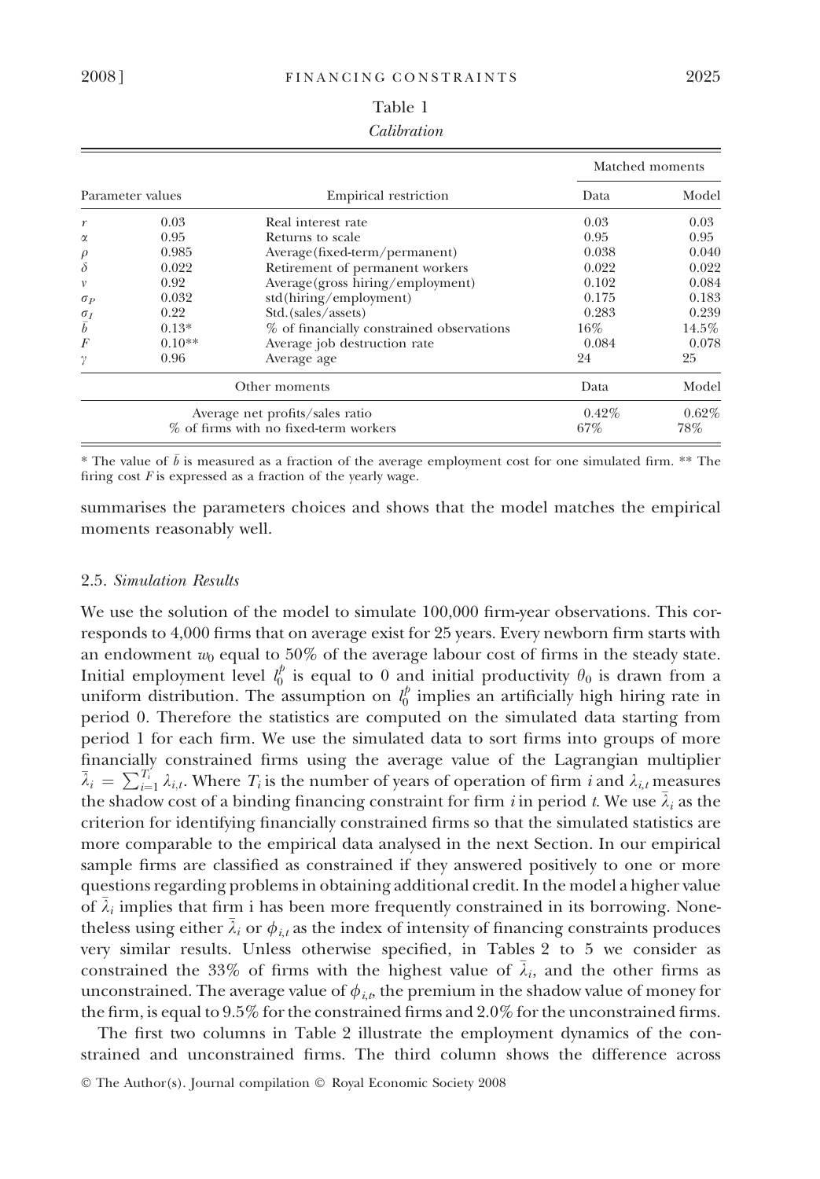Table 1

*Calibration*

| Parameter values | | Empirical restriction | Matched moments | |
|---|---|---|---|---|
| | | | Data | Model |
| $r$ | 0.03 | Real interest rate | 0.03 | 0.03 |
| $\alpha$ | 0.95 | Returns to scale | 0.95 | 0.95 |
| $\rho$ | 0.985 | Average(fixed-term/permanent) | 0.038 | 0.040 |
| $\delta$ | 0.022 | Retirement of permanent workers | 0.022 | 0.022 |
| $\nu$ | 0.92 | Average(gross hiring/employment) | 0.102 | 0.084 |
| $\sigma_P$ | 0.032 | std(hiring/employment) | 0.175 | 0.183 |
| $\sigma_I$ | 0.22 | Std.(sales/assets) | 0.283 | 0.239 |
| $\bar{b}$ | 0.13* | % of financially constrained observations | 16% | 14.5% |
| $F$ | 0.10** | Average job destruction rate | 0.084 | 0.078 |
| $\gamma$ | 0.96 | Average age | 24 | 25 |
| | | Other moments | Data | Model |
| | | Average net profits/sales ratio | 0.42% | 0.62% |
| | | % of firms with no fixed-term workers | 67% | 78% |

\* The value of $\bar{b}$ is measured as a fraction of the average employment cost for one simulated firm. ** The firing cost $F$ is expressed as a fraction of the yearly wage.

summarises the parameters choices and shows that the model matches the empirical moments reasonably well.

### 2.5. *Simulation Results*

We use the solution of the model to simulate 100,000 firm-year observations. This corresponds to 4,000 firms that on average exist for 25 years. Every newborn firm starts with an endowment $w_0$ equal to 50% of the average labour cost of firms in the steady state. Initial employment level $l_0^p$ is equal to 0 and initial productivity $\theta_0$ is drawn from a uniform distribution. The assumption on $l_0^p$ implies an artificially high hiring rate in period 0. Therefore the statistics are computed on the simulated data starting from period 1 for each firm. We use the simulated data to sort firms into groups of more financially constrained firms using the average value of the Lagrangian multiplier $\bar{\lambda}_i = \sum_{i=1}^{T_i} \lambda_{i,t}$. Where $T_i$ is the number of years of operation of firm $i$ and $\lambda_{i,t}$ measures the shadow cost of a binding financing constraint for firm $i$ in period $t$. We use $\bar{\lambda}_i$ as the criterion for identifying financially constrained firms so that the simulated statistics are more comparable to the empirical data analysed in the next Section. In our empirical sample firms are classified as constrained if they answered positively to one or more questions regarding problems in obtaining additional credit. In the model a higher value of $\bar{\lambda}_i$ implies that firm i has been more frequently constrained in its borrowing. Nonetheless using either $\bar{\lambda}_i$ or $\phi_{i,t}$ as the index of intensity of financing constraints produces very similar results. Unless otherwise specified, in Tables 2 to 5 we consider as constrained the 33% of firms with the highest value of $\bar{\lambda}_i$, and the other firms as unconstrained. The average value of $\phi_{i,t}$, the premium in the shadow value of money for the firm, is equal to 9.5% for the constrained firms and 2.0% for the unconstrained firms.

The first two columns in Table 2 illustrate the employment dynamics of the constrained and unconstrained firms. The third column shows the difference across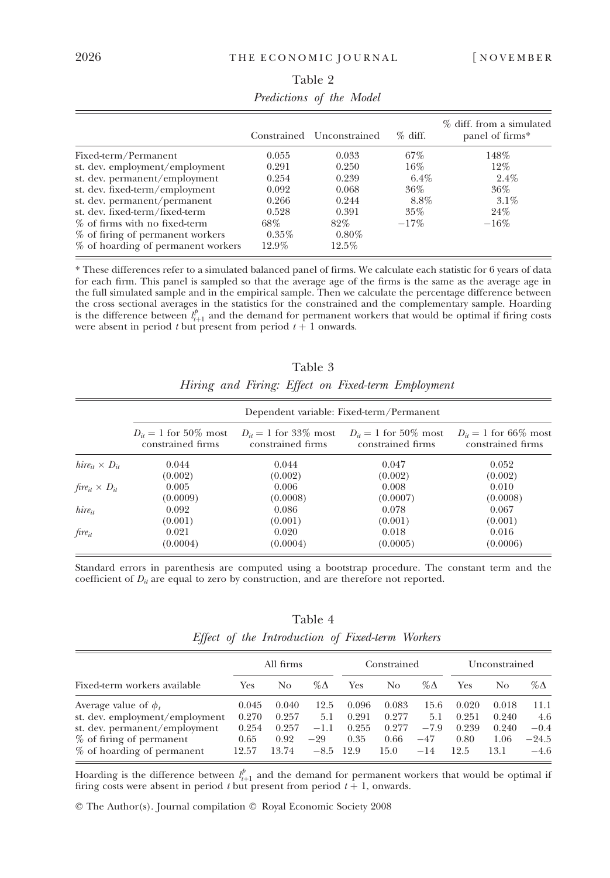Table 2

*Predictions of the Model*

| | Constrained | Unconstrained | % diff. | % diff. from a simulated panel of firms* |
|---|---|---|---|---|
| Fixed-term/Permanent | 0.055 | 0.033 | 67% | 148% |
| st. dev. employment/employment | 0.291 | 0.250 | 16% | 12% |
| st. dev. permanent/employment | 0.254 | 0.239 | 6.4% | 2.4% |
| st. dev. fixed-term/employment | 0.092 | 0.068 | 36% | 36% |
| st. dev. permanent/permanent | 0.266 | 0.244 | 8.8% | 3.1% |
| st. dev. fixed-term/fixed-term | 0.528 | 0.391 | 35% | 24% |
| % of firms with no fixed-term | 68% | 82% | −17% | −16% |
| % of firing of permanent workers | 0.35% | 0.80% | | |
| % of hoarding of permanent workers | 12.9% | 12.5% | | |

\* These differences refer to a simulated balanced panel of firms. We calculate each statistic for 6 years of data for each firm. This panel is sampled so that the average age of the firms is the same as the average age in the full simulated sample and in the empirical sample. Then we calculate the percentage difference between the cross sectional averages in the statistics for the constrained and the complementary sample. Hoarding is the difference between $l_{t+1}^{p}$ and the demand for permanent workers that would be optimal if firing costs were absent in period $t$ but present from period $t+1$ onwards.

Table 3

*Hiring and Firing: Effect on Fixed-term Employment*

| | Dependent variable: Fixed-term/Permanent | | | |
|---|---|---|---|---|
| | $D_{it} = 1$ for 50% most constrained firms | $D_{it} = 1$ for 33% most constrained firms | $D_{it} = 1$ for 50% most constrained firms | $D_{it} = 1$ for 66% most constrained firms |
| $hire_{it} \times D_{it}$ | 0.044 | 0.044 | 0.047 | 0.052 |
| | (0.002) | (0.002) | (0.002) | (0.002) |
| $fire_{it} \times D_{it}$ | 0.005 | 0.006 | 0.008 | 0.010 |
| | (0.0009) | (0.0008) | (0.0007) | (0.0008) |
| $hire_{it}$ | 0.092 | 0.086 | 0.078 | 0.067 |
| | (0.001) | (0.001) | (0.001) | (0.001) |
| $fire_{it}$ | 0.021 | 0.020 | 0.018 | 0.016 |
| | (0.0004) | (0.0004) | (0.0005) | (0.0006) |

Standard errors in parenthesis are computed using a bootstrap procedure. The constant term and the coefficient of $D_{it}$ are equal to zero by construction, and are therefore not reported.

Table 4

*Effect of the Introduction of Fixed-term Workers*

| | All firms | | | Constrained | | | Unconstrained | | |
|---|---|---|---|---|---|---|---|---|---|
| Fixed-term workers available | Yes | No | %Δ | Yes | No | %Δ | Yes | No | %Δ |
| Average value of $\phi_t$ | 0.045 | 0.040 | 12.5 | 0.096 | 0.083 | 15.6 | 0.020 | 0.018 | 11.1 |
| st. dev. employment/employment | 0.270 | 0.257 | 5.1 | 0.291 | 0.277 | 5.1 | 0.251 | 0.240 | 4.6 |
| st. dev. permanent/employment | 0.254 | 0.257 | −1.1 | 0.255 | 0.277 | −7.9 | 0.239 | 0.240 | −0.4 |
| % of firing of permanent | 0.65 | 0.92 | −29 | 0.35 | 0.66 | −47 | 0.80 | 1.06 | −24.5 |
| % of hoarding of permanent | 12.57 | 13.74 | −8.5 | 12.9 | 15.0 | −14 | 12.5 | 13.1 | −4.6 |

Hoarding is the difference between $l_{t+1}^{p}$ and the demand for permanent workers that would be optimal if firing costs were absent in period $t$ but present from period $t+1$, onwards.

© The Author(s). Journal compilation © Royal Economic Society 2008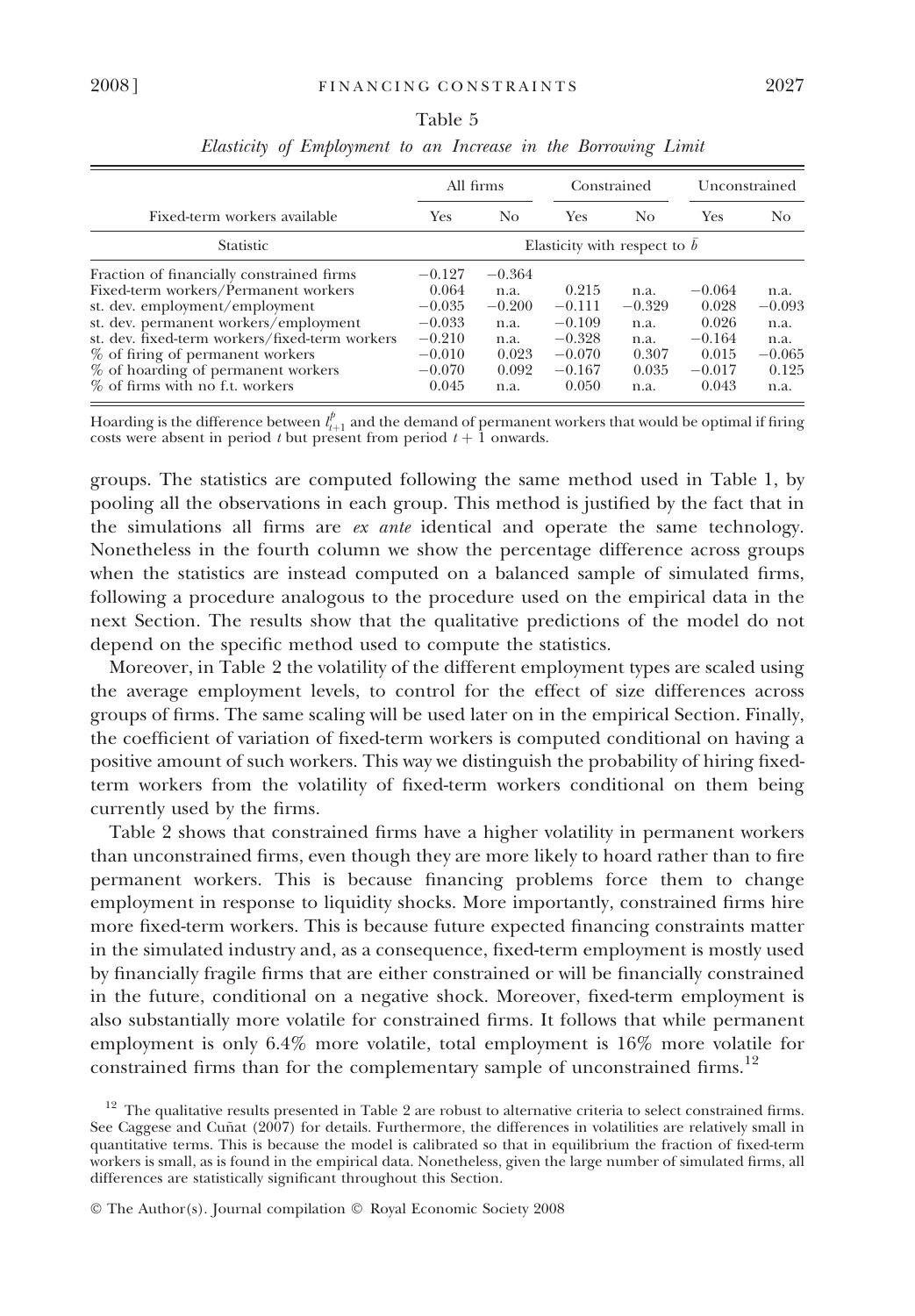Table 5

*Elasticity of Employment to an Increase in the Borrowing Limit*

| | All firms | | Constrained | | Unconstrained | |
|---|---|---|---|---|---|---|
| Fixed-term workers available | Yes | No | Yes | No | Yes | No |
| Statistic | Elasticity with respect to $\bar{b}$ | | | | | |
| Fraction of financially constrained firms | −0.127 | −0.364 | | | | |
| Fixed-term workers/Permanent workers | 0.064 | n.a. | 0.215 | n.a. | −0.064 | n.a. |
| st. dev. employment/employment | −0.035 | −0.200 | −0.111 | −0.329 | 0.028 | −0.093 |
| st. dev. permanent workers/employment | −0.033 | n.a. | −0.109 | n.a. | 0.026 | n.a. |
| st. dev. fixed-term workers/fixed-term workers | −0.210 | n.a. | −0.328 | n.a. | −0.164 | n.a. |
| % of firing of permanent workers | −0.010 | 0.023 | −0.070 | 0.307 | 0.015 | −0.065 |
| % of hoarding of permanent workers | −0.070 | 0.092 | −0.167 | 0.035 | −0.017 | 0.125 |
| % of firms with no f.t. workers | 0.045 | n.a. | 0.050 | n.a. | 0.043 | n.a. |

Hoarding is the difference between $l^p_{t+1}$ and the demand of permanent workers that would be optimal if firing costs were absent in period $t$ but present from period $t + 1$ onwards.

groups. The statistics are computed following the same method used in Table 1, by pooling all the observations in each group. This method is justified by the fact that in the simulations all firms are *ex ante* identical and operate the same technology. Nonetheless in the fourth column we show the percentage difference across groups when the statistics are instead computed on a balanced sample of simulated firms, following a procedure analogous to the procedure used on the empirical data in the next Section. The results show that the qualitative predictions of the model do not depend on the specific method used to compute the statistics.

Moreover, in Table 2 the volatility of the different employment types are scaled using the average employment levels, to control for the effect of size differences across groups of firms. The same scaling will be used later on in the empirical Section. Finally, the coefficient of variation of fixed-term workers is computed conditional on having a positive amount of such workers. This way we distinguish the probability of hiring fixed-term workers from the volatility of fixed-term workers conditional on them being currently used by the firms.

Table 2 shows that constrained firms have a higher volatility in permanent workers than unconstrained firms, even though they are more likely to hoard rather than to fire permanent workers. This is because financing problems force them to change employment in response to liquidity shocks. More importantly, constrained firms hire more fixed-term workers. This is because future expected financing constraints matter in the simulated industry and, as a consequence, fixed-term employment is mostly used by financially fragile firms that are either constrained or will be financially constrained in the future, conditional on a negative shock. Moreover, fixed-term employment is also substantially more volatile for constrained firms. It follows that while permanent employment is only 6.4% more volatile, total employment is 16% more volatile for constrained firms than for the complementary sample of unconstrained firms.[12]

[12] The qualitative results presented in Table 2 are robust to alternative criteria to select constrained firms. See Caggese and Cuñat (2007) for details. Furthermore, the differences in volatilities are relatively small in quantitative terms. This is because the model is calibrated so that in equilibrium the fraction of fixed-term workers is small, as is found in the empirical data. Nonetheless, given the large number of simulated firms, all differences are statistically significant throughout this Section.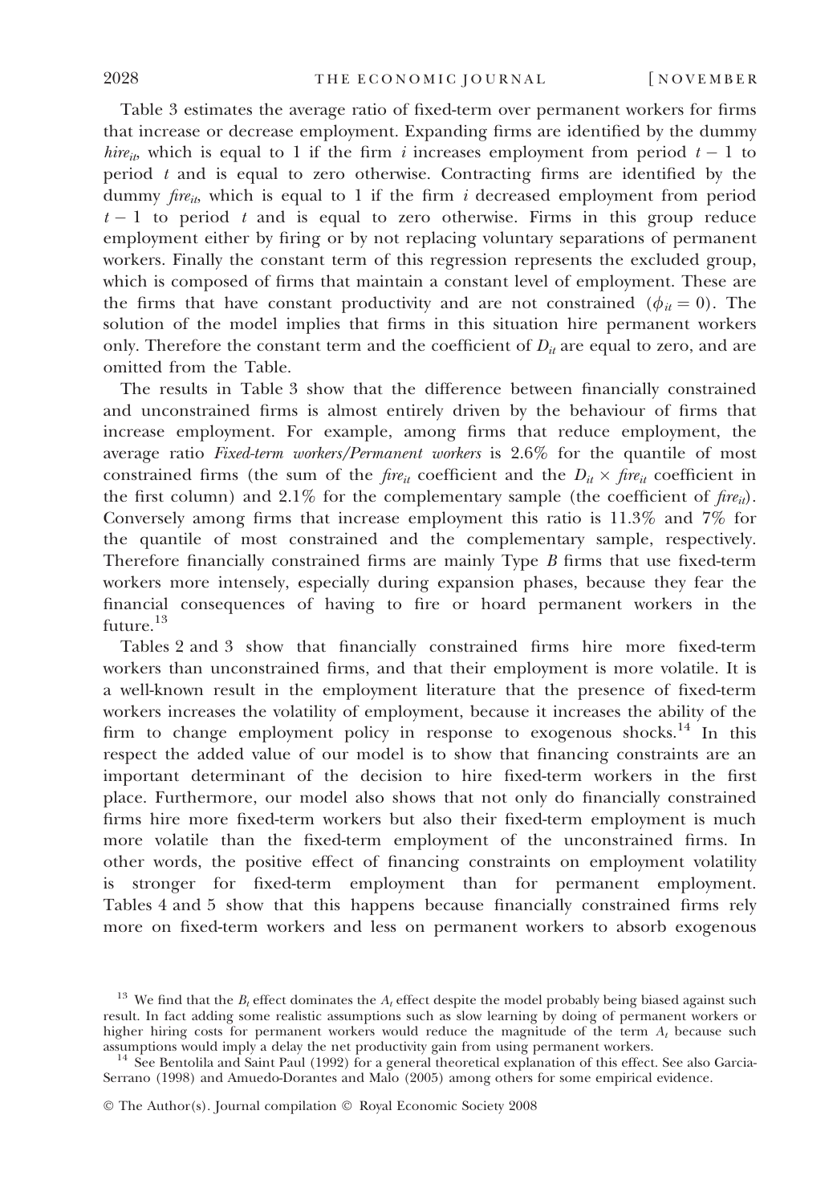Table 3 estimates the average ratio of fixed-term over permanent workers for firms that increase or decrease employment. Expanding firms are identified by the dummy $hire_{it}$, which is equal to 1 if the firm $i$ increases employment from period $t-1$ to period $t$ and is equal to zero otherwise. Contracting firms are identified by the dummy $fire_{it}$, which is equal to 1 if the firm $i$ decreased employment from period $t-1$ to period $t$ and is equal to zero otherwise. Firms in this group reduce employment either by firing or by not replacing voluntary separations of permanent workers. Finally the constant term of this regression represents the excluded group, which is composed of firms that maintain a constant level of employment. These are the firms that have constant productivity and are not constrained ($\phi_{it} = 0$). The solution of the model implies that firms in this situation hire permanent workers only. Therefore the constant term and the coefficient of $D_{it}$ are equal to zero, and are omitted from the Table.

The results in Table 3 show that the difference between financially constrained and unconstrained firms is almost entirely driven by the behaviour of firms that increase employment. For example, among firms that reduce employment, the average ratio *Fixed-term workers/Permanent workers* is 2.6% for the quantile of most constrained firms (the sum of the $fire_{it}$ coefficient and the $D_{it} \times fire_{it}$ coefficient in the first column) and 2.1% for the complementary sample (the coefficient of $fire_{it}$). Conversely among firms that increase employment this ratio is 11.3% and 7% for the quantile of most constrained and the complementary sample, respectively. Therefore financially constrained firms are mainly Type *B* firms that use fixed-term workers more intensely, especially during expansion phases, because they fear the financial consequences of having to fire or hoard permanent workers in the future.[13]

Tables 2 and 3 show that financially constrained firms hire more fixed-term workers than unconstrained firms, and that their employment is more volatile. It is a well-known result in the employment literature that the presence of fixed-term workers increases the volatility of employment, because it increases the ability of the firm to change employment policy in response to exogenous shocks.[14] In this respect the added value of our model is to show that financing constraints are an important determinant of the decision to hire fixed-term workers in the first place. Furthermore, our model also shows that not only do financially constrained firms hire more fixed-term workers but also their fixed-term employment is much more volatile than the fixed-term employment of the unconstrained firms. In other words, the positive effect of financing constraints on employment volatility is stronger for fixed-term employment than for permanent employment. Tables 4 and 5 show that this happens because financially constrained firms rely more on fixed-term workers and less on permanent workers to absorb exogenous

[13] We find that the $B_t$ effect dominates the $A_t$ effect despite the model probably being biased against such result. In fact adding some realistic assumptions such as slow learning by doing of permanent workers or higher hiring costs for permanent workers would reduce the magnitude of the term $A_t$ because such assumptions would imply a delay the net productivity gain from using permanent workers.

[14] See Bentolila and Saint Paul (1992) for a general theoretical explanation of this effect. See also Garcia-Serrano (1998) and Amuedo-Dorantes and Malo (2005) among others for some empirical evidence.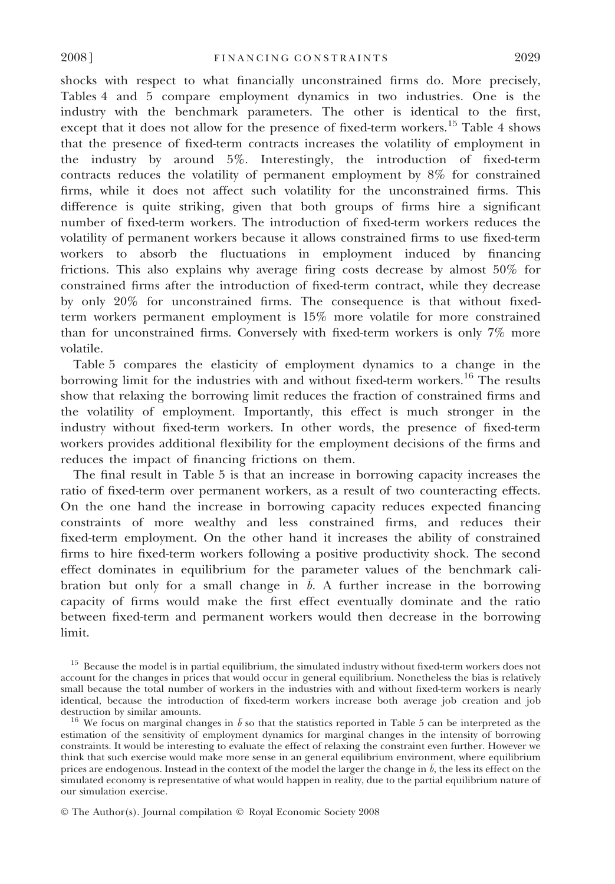shocks with respect to what financially unconstrained firms do. More precisely, Tables 4 and 5 compare employment dynamics in two industries. One is the industry with the benchmark parameters. The other is identical to the first, except that it does not allow for the presence of fixed-term workers.[15] Table 4 shows that the presence of fixed-term contracts increases the volatility of employment in the industry by around 5%. Interestingly, the introduction of fixed-term contracts reduces the volatility of permanent employment by 8% for constrained firms, while it does not affect such volatility for the unconstrained firms. This difference is quite striking, given that both groups of firms hire a significant number of fixed-term workers. The introduction of fixed-term workers reduces the volatility of permanent workers because it allows constrained firms to use fixed-term workers to absorb the fluctuations in employment induced by financing frictions. This also explains why average firing costs decrease by almost 50% for constrained firms after the introduction of fixed-term contract, while they decrease by only 20% for unconstrained firms. The consequence is that without fixed-term workers permanent employment is 15% more volatile for more constrained than for unconstrained firms. Conversely with fixed-term workers is only 7% more volatile.

Table 5 compares the elasticity of employment dynamics to a change in the borrowing limit for the industries with and without fixed-term workers.[16] The results show that relaxing the borrowing limit reduces the fraction of constrained firms and the volatility of employment. Importantly, this effect is much stronger in the industry without fixed-term workers. In other words, the presence of fixed-term workers provides additional flexibility for the employment decisions of the firms and reduces the impact of financing frictions on them.

The final result in Table 5 is that an increase in borrowing capacity increases the ratio of fixed-term over permanent workers, as a result of two counteracting effects. On the one hand the increase in borrowing capacity reduces expected financing constraints of more wealthy and less constrained firms, and reduces their fixed-term employment. On the other hand it increases the ability of constrained firms to hire fixed-term workers following a positive productivity shock. The second effect dominates in equilibrium for the parameter values of the benchmark calibration but only for a small change in $\bar{b}$. A further increase in the borrowing capacity of firms would make the first effect eventually dominate and the ratio between fixed-term and permanent workers would then decrease in the borrowing limit.

[15] Because the model is in partial equilibrium, the simulated industry without fixed-term workers does not account for the changes in prices that would occur in general equilibrium. Nonetheless the bias is relatively small because the total number of workers in the industries with and without fixed-term workers is nearly identical, because the introduction of fixed-term workers increase both average job creation and job destruction by similar amounts.

[16] We focus on marginal changes in $\bar{b}$ so that the statistics reported in Table 5 can be interpreted as the estimation of the sensitivity of employment dynamics for marginal changes in the intensity of borrowing constraints. It would be interesting to evaluate the effect of relaxing the constraint even further. However we think that such exercise would make more sense in an general equilibrium environment, where equilibrium prices are endogenous. Instead in the context of the model the larger the change in $\bar{b}$, the less its effect on the simulated economy is representative of what would happen in reality, due to the partial equilibrium nature of our simulation exercise.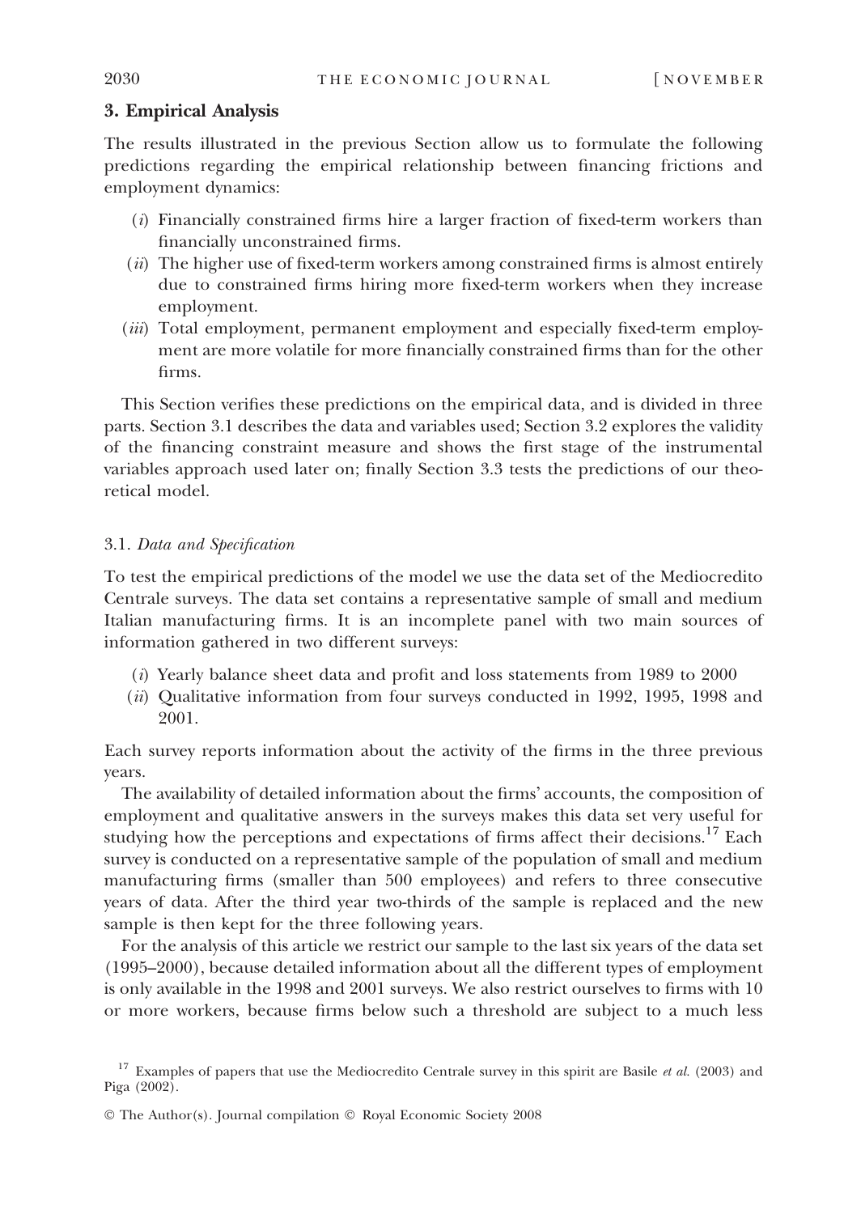## 3. Empirical Analysis

The results illustrated in the previous Section allow us to formulate the following predictions regarding the empirical relationship between financing frictions and employment dynamics:

(*i*) Financially constrained firms hire a larger fraction of fixed-term workers than financially unconstrained firms.

(*ii*) The higher use of fixed-term workers among constrained firms is almost entirely due to constrained firms hiring more fixed-term workers when they increase employment.

(*iii*) Total employment, permanent employment and especially fixed-term employment are more volatile for more financially constrained firms than for the other firms.

This Section verifies these predictions on the empirical data, and is divided in three parts. Section 3.1 describes the data and variables used; Section 3.2 explores the validity of the financing constraint measure and shows the first stage of the instrumental variables approach used later on; finally Section 3.3 tests the predictions of our theoretical model.

### 3.1. *Data and Specification*

To test the empirical predictions of the model we use the data set of the Mediocredito Centrale surveys. The data set contains a representative sample of small and medium Italian manufacturing firms. It is an incomplete panel with two main sources of information gathered in two different surveys:

(*i*) Yearly balance sheet data and profit and loss statements from 1989 to 2000

(*ii*) Qualitative information from four surveys conducted in 1992, 1995, 1998 and 2001.

Each survey reports information about the activity of the firms in the three previous years.

The availability of detailed information about the firms' accounts, the composition of employment and qualitative answers in the surveys makes this data set very useful for studying how the perceptions and expectations of firms affect their decisions.[17] Each survey is conducted on a representative sample of the population of small and medium manufacturing firms (smaller than 500 employees) and refers to three consecutive years of data. After the third year two-thirds of the sample is replaced and the new sample is then kept for the three following years.

For the analysis of this article we restrict our sample to the last six years of the data set (1995–2000), because detailed information about all the different types of employment is only available in the 1998 and 2001 surveys. We also restrict ourselves to firms with 10 or more workers, because firms below such a threshold are subject to a much less

[17] Examples of papers that use the Mediocredito Centrale survey in this spirit are Basile *et al.* (2003) and Piga (2002).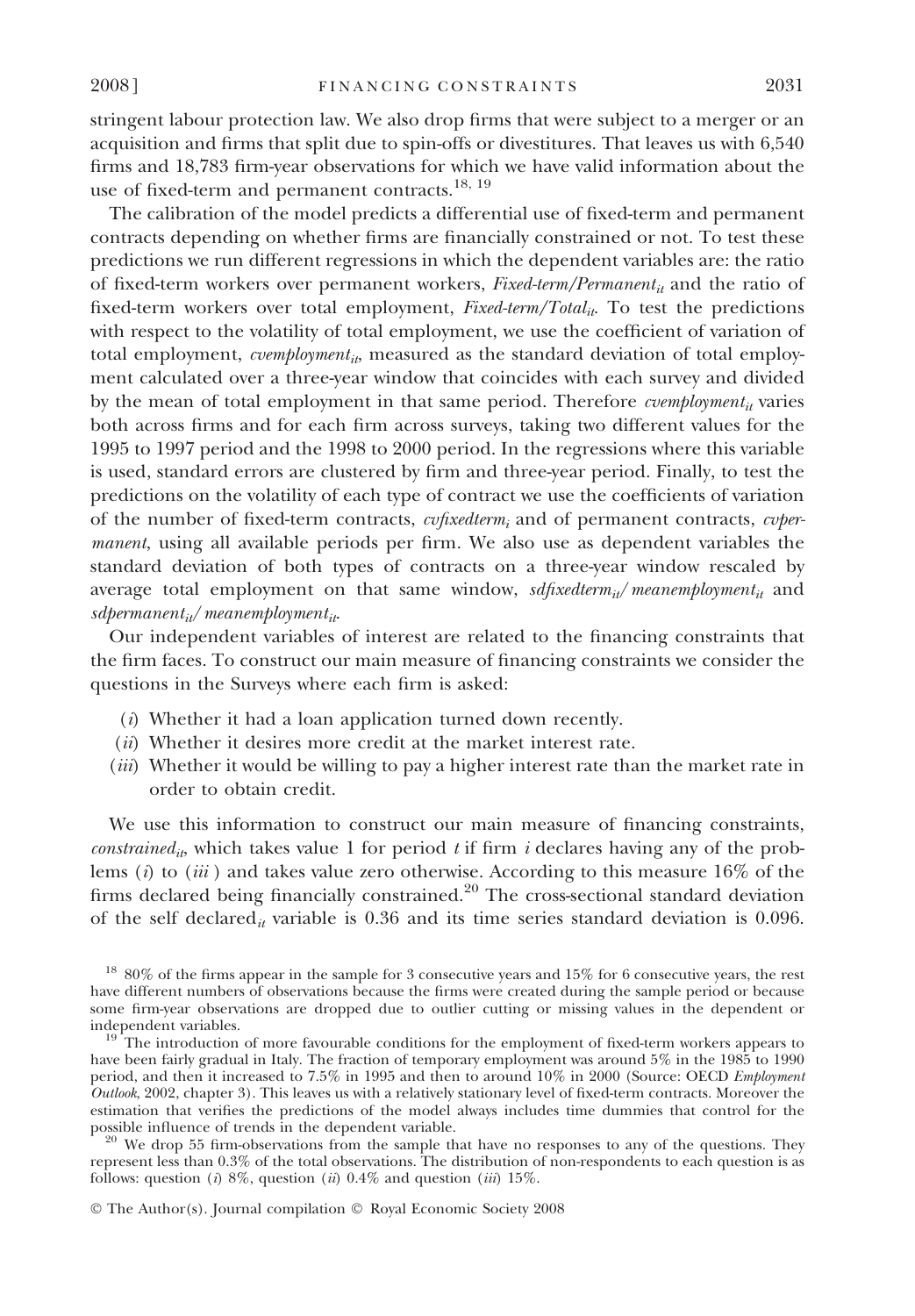stringent labour protection law. We also drop firms that were subject to a merger or an acquisition and firms that split due to spin-offs or divestitures. That leaves us with 6,540 firms and 18,783 firm-year observations for which we have valid information about the use of fixed-term and permanent contracts.[18, 19]

The calibration of the model predicts a differential use of fixed-term and permanent contracts depending on whether firms are financially constrained or not. To test these predictions we run different regressions in which the dependent variables are: the ratio of fixed-term workers over permanent workers, $Fixed\text{-}term/Permanent_{it}$ and the ratio of fixed-term workers over total employment, $Fixed\text{-}term/Total_{it}$. To test the predictions with respect to the volatility of total employment, we use the coefficient of variation of total employment, $cvemployment_{it}$, measured as the standard deviation of total employment calculated over a three-year window that coincides with each survey and divided by the mean of total employment in that same period. Therefore $cvemployment_{it}$ varies both across firms and for each firm across surveys, taking two different values for the 1995 to 1997 period and the 1998 to 2000 period. In the regressions where this variable is used, standard errors are clustered by firm and three-year period. Finally, to test the predictions on the volatility of each type of contract we use the coefficients of variation of the number of fixed-term contracts, $cvfixedterm_i$ and of permanent contracts, *cvpermanent*, using all available periods per firm. We also use as dependent variables the standard deviation of both types of contracts on a three-year window rescaled by average total employment on that same window, $sdfixedterm_{it}/meanemployment_{it}$ and $sdpermanent_{it}/meanemployment_{it}$.

Our independent variables of interest are related to the financing constraints that the firm faces. To construct our main measure of financing constraints we consider the questions in the Surveys where each firm is asked:

(*i*) Whether it had a loan application turned down recently.
(*ii*) Whether it desires more credit at the market interest rate.
(*iii*) Whether it would be willing to pay a higher interest rate than the market rate in order to obtain credit.

We use this information to construct our main measure of financing constraints, $constrained_{it}$, which takes value 1 for period $t$ if firm $i$ declares having any of the problems (*i*) to (*iii*) and takes value zero otherwise. According to this measure 16% of the firms declared being financially constrained.[20] The cross-sectional standard deviation of the self declared$_{it}$ variable is 0.36 and its time series standard deviation is 0.096.

---

[18] 80% of the firms appear in the sample for 3 consecutive years and 15% for 6 consecutive years, the rest have different numbers of observations because the firms were created during the sample period or because some firm-year observations are dropped due to outlier cutting or missing values in the dependent or independent variables.

[19] The introduction of more favourable conditions for the employment of fixed-term workers appears to have been fairly gradual in Italy. The fraction of temporary employment was around 5% in the 1985 to 1990 period, and then it increased to 7.5% in 1995 and then to around 10% in 2000 (Source: OECD *Employment Outlook*, 2002, chapter 3). This leaves us with a relatively stationary level of fixed-term contracts. Moreover the estimation that verifies the predictions of the model always includes time dummies that control for the possible influence of trends in the dependent variable.

[20] We drop 55 firm-observations from the sample that have no responses to any of the questions. They represent less than 0.3% of the total observations. The distribution of non-respondents to each question is as follows: question (*i*) 8%, question (*ii*) 0.4% and question (*iii*) 15%.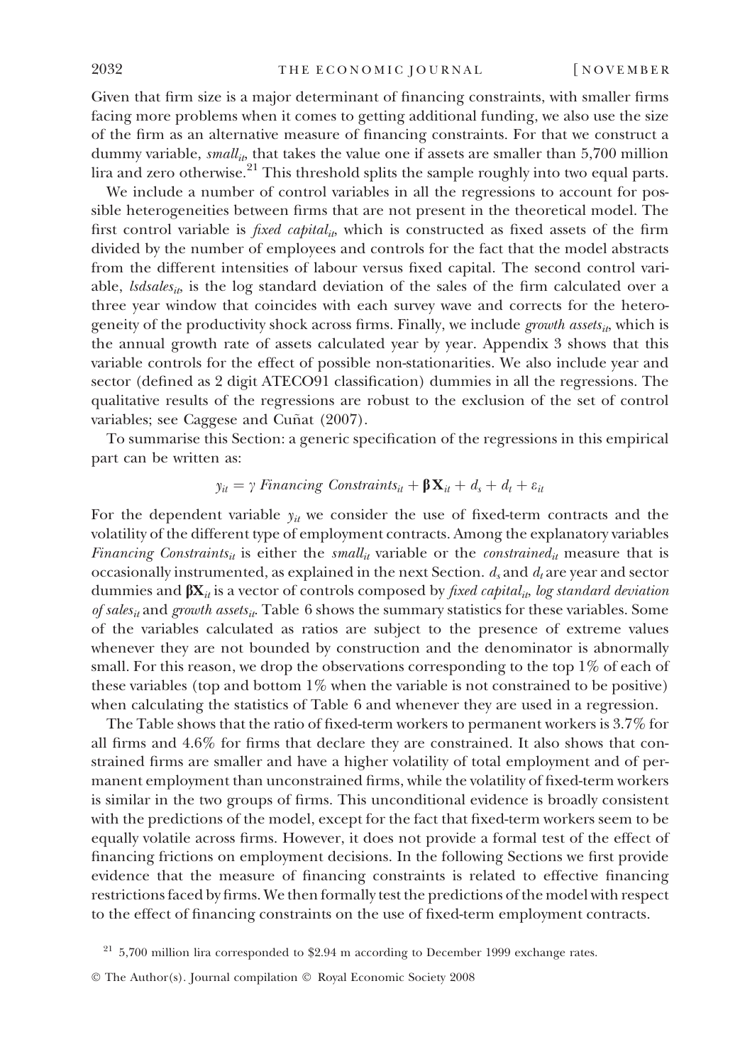Given that firm size is a major determinant of financing constraints, with smaller firms facing more problems when it comes to getting additional funding, we also use the size of the firm as an alternative measure of financing constraints. For that we construct a dummy variable, $small_{it}$, that takes the value one if assets are smaller than 5,700 million lira and zero otherwise.[21] This threshold splits the sample roughly into two equal parts.

We include a number of control variables in all the regressions to account for possible heterogeneities between firms that are not present in the theoretical model. The first control variable is $fixed\ capital_{it}$, which is constructed as fixed assets of the firm divided by the number of employees and controls for the fact that the model abstracts from the different intensities of labour versus fixed capital. The second control variable, $lsdsales_{it}$, is the log standard deviation of the sales of the firm calculated over a three year window that coincides with each survey wave and corrects for the heterogeneity of the productivity shock across firms. Finally, we include $growth\ assets_{it}$, which is the annual growth rate of assets calculated year by year. Appendix 3 shows that this variable controls for the effect of possible non-stationarities. We also include year and sector (defined as 2 digit ATECO91 classification) dummies in all the regressions. The qualitative results of the regressions are robust to the exclusion of the set of control variables; see Caggese and Cuñat (2007).

To summarise this Section: a generic specification of the regressions in this empirical part can be written as:

$$y_{it} = \gamma\ Financing\ Constraints_{it} + \boldsymbol{\beta}\mathbf{X}_{it} + d_s + d_t + \varepsilon_{it}$$

For the dependent variable $y_{it}$ we consider the use of fixed-term contracts and the volatility of the different type of employment contracts. Among the explanatory variables $Financing\ Constraints_{it}$ is either the $small_{it}$ variable or the $constrained_{it}$ measure that is occasionally instrumented, as explained in the next Section. $d_s$ and $d_t$ are year and sector dummies and $\boldsymbol{\beta}\mathbf{X}_{it}$ is a vector of controls composed by $fixed\ capital_{it}$, $log\ standard\ deviation\ of\ sales_{it}$ and $growth\ assets_{it}$. Table 6 shows the summary statistics for these variables. Some of the variables calculated as ratios are subject to the presence of extreme values whenever they are not bounded by construction and the denominator is abnormally small. For this reason, we drop the observations corresponding to the top 1% of each of these variables (top and bottom 1% when the variable is not constrained to be positive) when calculating the statistics of Table 6 and whenever they are used in a regression.

The Table shows that the ratio of fixed-term workers to permanent workers is 3.7% for all firms and 4.6% for firms that declare they are constrained. It also shows that constrained firms are smaller and have a higher volatility of total employment and of permanent employment than unconstrained firms, while the volatility of fixed-term workers is similar in the two groups of firms. This unconditional evidence is broadly consistent with the predictions of the model, except for the fact that fixed-term workers seem to be equally volatile across firms. However, it does not provide a formal test of the effect of financing frictions on employment decisions. In the following Sections we first provide evidence that the measure of financing constraints is related to effective financing restrictions faced by firms. We then formally test the predictions of the model with respect to the effect of financing constraints on the use of fixed-term employment contracts.

[21] 5,700 million lira corresponded to \$2.94 m according to December 1999 exchange rates.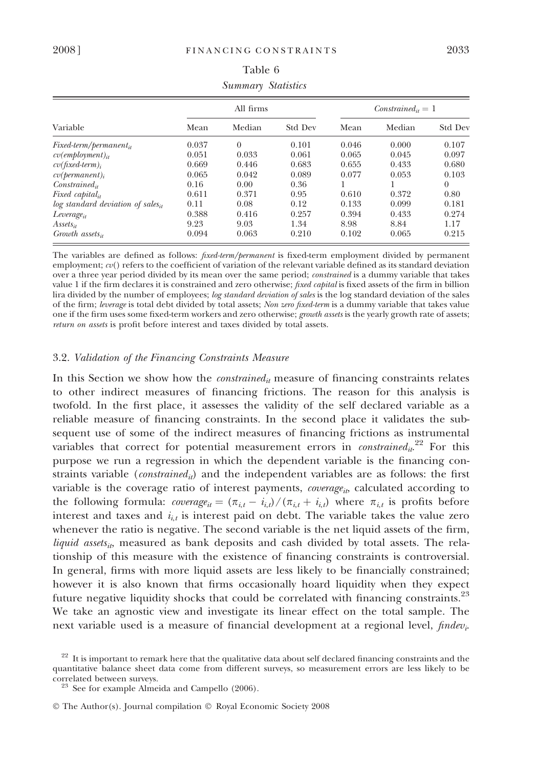Table 6

*Summary Statistics*

| Variable | All firms | | | $Constrained_{it} = 1$ | | |
|---|---|---|---|---|---|---|
| | Mean | Median | Std Dev | Mean | Median | Std Dev |
| $Fixed\text{-}term/permanent_{it}$ | 0.037 | 0 | 0.101 | 0.046 | 0.000 | 0.107 |
| $cv(employment)_{it}$ | 0.051 | 0.033 | 0.061 | 0.065 | 0.045 | 0.097 |
| $cv(fixed\text{-}term)_{i}$ | 0.669 | 0.446 | 0.683 | 0.655 | 0.433 | 0.680 |
| $cv(permanent)_{i}$ | 0.065 | 0.042 | 0.089 | 0.077 | 0.053 | 0.103 |
| $Constrained_{it}$ | 0.16 | 0.00 | 0.36 | 1 | 1 | 0 |
| $Fixed\ capital_{it}$ | 0.611 | 0.371 | 0.95 | 0.610 | 0.372 | 0.80 |
| $log\ standard\ deviation\ of\ sales_{it}$ | 0.11 | 0.08 | 0.12 | 0.133 | 0.099 | 0.181 |
| $Leverage_{it}$ | 0.388 | 0.416 | 0.257 | 0.394 | 0.433 | 0.274 |
| $Assets_{it}$ | 9.23 | 9.03 | 1.34 | 8.98 | 8.84 | 1.17 |
| $Growth\ assets_{it}$ | 0.094 | 0.063 | 0.210 | 0.102 | 0.065 | 0.215 |

The variables are defined as follows: *fixed-term/permanent* is fixed-term employment divided by permanent employment; *cv*() refers to the coefficient of variation of the relevant variable defined as its standard deviation over a three year period divided by its mean over the same period; *constrained* is a dummy variable that takes value 1 if the firm declares it is constrained and zero otherwise; *fixed capital* is fixed assets of the firm in billion lira divided by the number of employees; *log standard deviation of sales* is the log standard deviation of the sales of the firm; *leverage* is total debt divided by total assets; *Non zero fixed-term* is a dummy variable that takes value one if the firm uses some fixed-term workers and zero otherwise; *growth assets* is the yearly growth rate of assets; *return on assets* is profit before interest and taxes divided by total assets.

### 3.2. *Validation of the Financing Constraints Measure*

In this Section we show how the $constrained_{it}$ measure of financing constraints relates to other indirect measures of financing frictions. The reason for this analysis is twofold. In the first place, it assesses the validity of the self declared variable as a reliable measure of financing constraints. In the second place it validates the subsequent use of some of the indirect measures of financing frictions as instrumental variables that correct for potential measurement errors in $constrained_{it}$.[22] For this purpose we run a regression in which the dependent variable is the financing constraints variable ($constrained_{it}$) and the independent variables are as follows: the first variable is the coverage ratio of interest payments, $coverage_{it}$, calculated according to the following formula: $coverage_{it} = (\pi_{i,t} - i_{i,t})/(\pi_{i,t} + i_{i,t})$ where $\pi_{i,t}$ is profits before interest and taxes and $i_{i,t}$ is interest paid on debt. The variable takes the value zero whenever the ratio is negative. The second variable is the net liquid assets of the firm, $liquid\ assets_{it}$, measured as bank deposits and cash divided by total assets. The relationship of this measure with the existence of financing constraints is controversial. In general, firms with more liquid assets are less likely to be financially constrained; however it is also known that firms occasionally hoard liquidity when they expect future negative liquidity shocks that could be correlated with financing constraints.[23] We take an agnostic view and investigate its linear effect on the total sample. The next variable used is a measure of financial development at a regional level, $findev_i$.

[22] It is important to remark here that the qualitative data about self declared financing constraints and the quantitative balance sheet data come from different surveys, so measurement errors are less likely to be correlated between surveys.

[23] See for example Almeida and Campello (2006).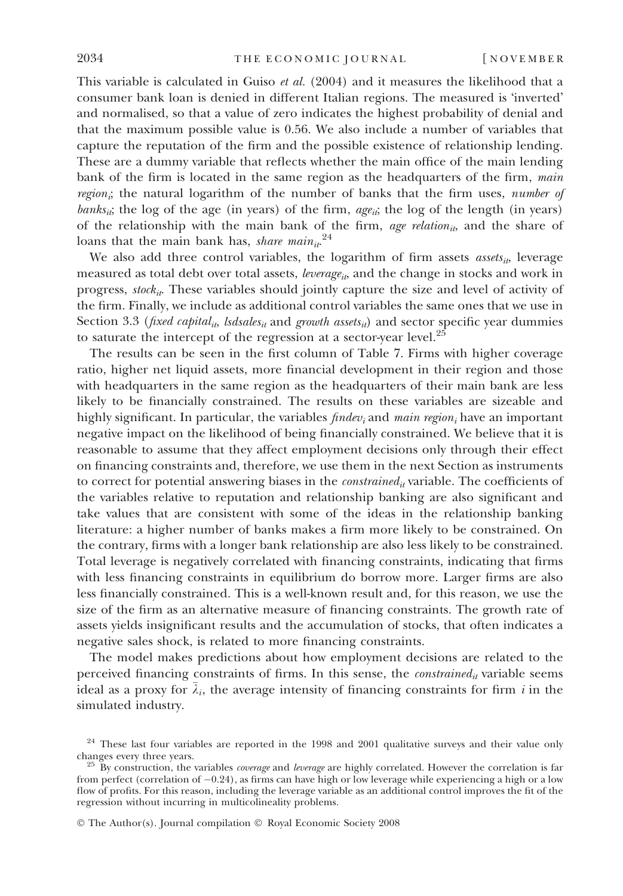This variable is calculated in Guiso *et al.* (2004) and it measures the likelihood that a consumer bank loan is denied in different Italian regions. The measured is 'inverted' and normalised, so that a value of zero indicates the highest probability of denial and that the maximum possible value is 0.56. We also include a number of variables that capture the reputation of the firm and the possible existence of relationship lending. These are a dummy variable that reflects whether the main office of the main lending bank of the firm is located in the same region as the headquarters of the firm, *main region*$_i$; the natural logarithm of the number of banks that the firm uses, *number of banks*$_{it}$; the log of the age (in years) of the firm, *age*$_{it}$; the log of the length (in years) of the relationship with the main bank of the firm, *age relation*$_{it}$, and the share of loans that the main bank has, *share main*$_{it}$.[24]

We also add three control variables, the logarithm of firm assets *assets*$_{it}$, leverage measured as total debt over total assets, *leverage*$_{it}$, and the change in stocks and work in progress, *stock*$_{it}$. These variables should jointly capture the size and level of activity of the firm. Finally, we include as additional control variables the same ones that we use in Section 3.3 (*fixed capital*$_{it}$, *lsdsales*$_{it}$ and *growth assets*$_{it}$) and sector specific year dummies to saturate the intercept of the regression at a sector-year level.[25]

The results can be seen in the first column of Table 7. Firms with higher coverage ratio, higher net liquid assets, more financial development in their region and those with headquarters in the same region as the headquarters of their main bank are less likely to be financially constrained. The results on these variables are sizeable and highly significant. In particular, the variables *findev*$_i$ and *main region*$_i$ have an important negative impact on the likelihood of being financially constrained. We believe that it is reasonable to assume that they affect employment decisions only through their effect on financing constraints and, therefore, we use them in the next Section as instruments to correct for potential answering biases in the *constrained*$_{it}$ variable. The coefficients of the variables relative to reputation and relationship banking are also significant and take values that are consistent with some of the ideas in the relationship banking literature: a higher number of banks makes a firm more likely to be constrained. On the contrary, firms with a longer bank relationship are also less likely to be constrained. Total leverage is negatively correlated with financing constraints, indicating that firms with less financing constraints in equilibrium do borrow more. Larger firms are also less financially constrained. This is a well-known result and, for this reason, we use the size of the firm as an alternative measure of financing constraints. The growth rate of assets yields insignificant results and the accumulation of stocks, that often indicates a negative sales shock, is related to more financing constraints.

The model makes predictions about how employment decisions are related to the perceived financing constraints of firms. In this sense, the *constrained*$_{it}$ variable seems ideal as a proxy for $\bar{\lambda}_i$, the average intensity of financing constraints for firm $i$ in the simulated industry.

[24] These last four variables are reported in the 1998 and 2001 qualitative surveys and their value only changes every three years.

[25] By construction, the variables *coverage* and *leverage* are highly correlated. However the correlation is far from perfect (correlation of −0.24), as firms can have high or low leverage while experiencing a high or a low flow of profits. For this reason, including the leverage variable as an additional control improves the fit of the regression without incurring in multicolineality problems.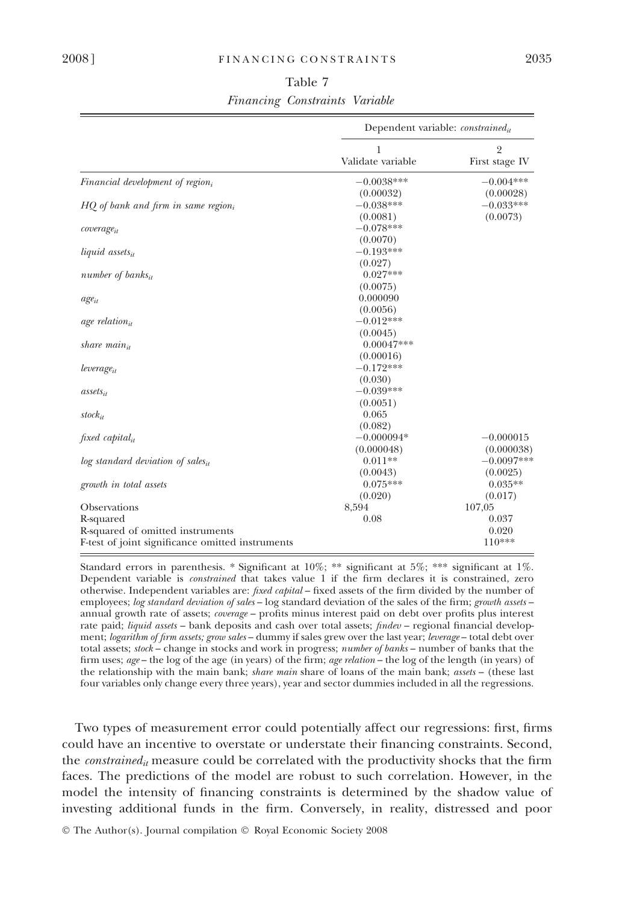Table 7

*Financing Constraints Variable*

| | Dependent variable: $constrained_{it}$ | |
|---|---|---|
| | 1<br>Validate variable | 2<br>First stage IV |
| *Financial development of region*$_i$ | −0.0038***<br>(0.00032) | −0.004***<br>(0.00028) |
| *HQ of bank and firm in same region*$_i$ | −0.038***<br>(0.0081) | −0.033***<br>(0.0073) |
| $coverage_{it}$ | −0.078***<br>(0.0070) | |
| *liquid assets*$_{it}$ | −0.193***<br>(0.027) | |
| *number of banks*$_{it}$ | 0.027***<br>(0.0075) | |
| $age_{it}$ | 0.000090<br>(0.0056) | |
| *age relation*$_{it}$ | −0.012***<br>(0.0045) | |
| *share main*$_{it}$ | 0.00047***<br>(0.00016) | |
| $leverage_{it}$ | −0.172***<br>(0.030) | |
| $assets_{it}$ | −0.039***<br>(0.0051) | |
| $stock_{it}$ | 0.065<br>(0.082) | |
| *fixed capital*$_{it}$ | −0.000094*<br>(0.000048) | −0.000015<br>(0.000038) |
| *log standard deviation of sales*$_{it}$ | 0.011**<br>(0.0043) | −0.0097***<br>(0.0025) |
| *growth in total assets* | 0.075***<br>(0.020) | 0.035**<br>(0.017) |
| Observations | 8,594 | 107,05 |
| R-squared | 0.08 | 0.037 |
| R-squared of omitted instruments | | 0.020 |
| F-test of joint significance omitted instruments | | 110*** |

Standard errors in parenthesis. * Significant at 10%; ** significant at 5%; *** significant at 1%. Dependent variable is *constrained* that takes value 1 if the firm declares it is constrained, zero otherwise. Independent variables are: *fixed capital* – fixed assets of the firm divided by the number of employees; *log standard deviation of sales* – log standard deviation of the sales of the firm; *growth assets* – annual growth rate of assets; *coverage* – profits minus interest paid on debt over profits plus interest rate paid; *liquid assets* – bank deposits and cash over total assets; *findev* – regional financial development; *logarithm of firm assets; grow sales* – dummy if sales grew over the last year; *leverage* – total debt over total assets; *stock* – change in stocks and work in progress; *number of banks* – number of banks that the firm uses; *age* – the log of the age (in years) of the firm; *age relation* – the log of the length (in years) of the relationship with the main bank; *share main* share of loans of the main bank; *assets* – (these last four variables only change every three years), year and sector dummies included in all the regressions.

Two types of measurement error could potentially affect our regressions: first, firms could have an incentive to overstate or understate their financing constraints. Second, the $constrained_{it}$ measure could be correlated with the productivity shocks that the firm faces. The predictions of the model are robust to such correlation. However, in the model the intensity of financing constraints is determined by the shadow value of investing additional funds in the firm. Conversely, in reality, distressed and poor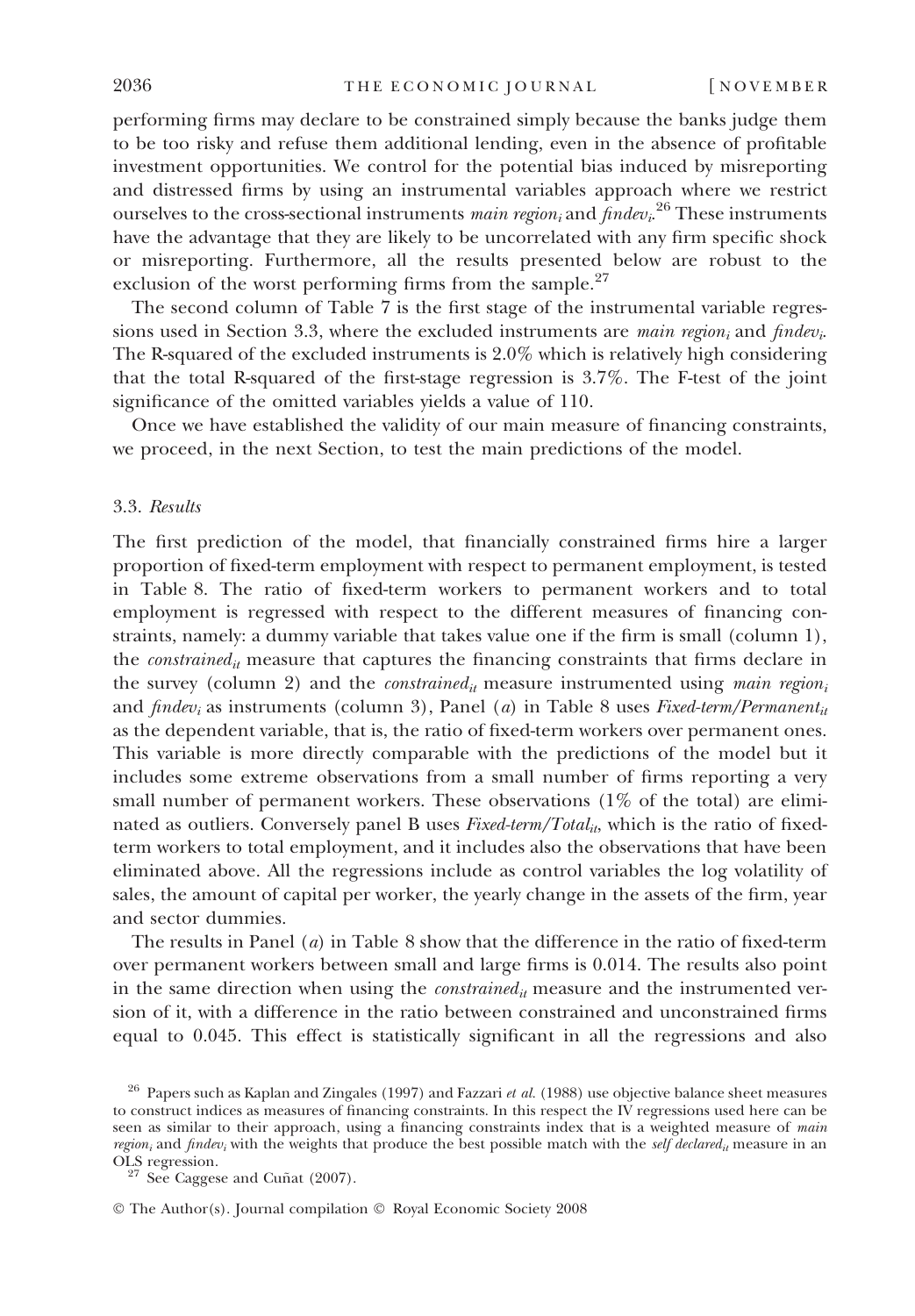performing firms may declare to be constrained simply because the banks judge them to be too risky and refuse them additional lending, even in the absence of profitable investment opportunities. We control for the potential bias induced by misreporting and distressed firms by using an instrumental variables approach where we restrict ourselves to the cross-sectional instruments $main\ region_i$ and $findev_i$.[26] These instruments have the advantage that they are likely to be uncorrelated with any firm specific shock or misreporting. Furthermore, all the results presented below are robust to the exclusion of the worst performing firms from the sample.[27]

The second column of Table 7 is the first stage of the instrumental variable regressions used in Section 3.3, where the excluded instruments are $main\ region_i$ and $findev_i$. The R-squared of the excluded instruments is 2.0% which is relatively high considering that the total R-squared of the first-stage regression is 3.7%. The F-test of the joint significance of the omitted variables yields a value of 110.

Once we have established the validity of our main measure of financing constraints, we proceed, in the next Section, to test the main predictions of the model.

### 3.3. *Results*

The first prediction of the model, that financially constrained firms hire a larger proportion of fixed-term employment with respect to permanent employment, is tested in Table 8. The ratio of fixed-term workers to permanent workers and to total employment is regressed with respect to the different measures of financing constraints, namely: a dummy variable that takes value one if the firm is small (column 1), the $constrained_{it}$ measure that captures the financing constraints that firms declare in the survey (column 2) and the $constrained_{it}$ measure instrumented using $main\ region_i$ and $findev_i$ as instruments (column 3), Panel (*a*) in Table 8 uses $Fixed\text{-}term/Permanent_{it}$ as the dependent variable, that is, the ratio of fixed-term workers over permanent ones. This variable is more directly comparable with the predictions of the model but it includes some extreme observations from a small number of firms reporting a very small number of permanent workers. These observations (1% of the total) are eliminated as outliers. Conversely panel B uses $Fixed\text{-}term/Total_{it}$, which is the ratio of fixed-term workers to total employment, and it includes also the observations that have been eliminated above. All the regressions include as control variables the log volatility of sales, the amount of capital per worker, the yearly change in the assets of the firm, year and sector dummies.

The results in Panel (*a*) in Table 8 show that the difference in the ratio of fixed-term over permanent workers between small and large firms is 0.014. The results also point in the same direction when using the $constrained_{it}$ measure and the instrumented version of it, with a difference in the ratio between constrained and unconstrained firms equal to 0.045. This effect is statistically significant in all the regressions and also

[26] Papers such as Kaplan and Zingales (1997) and Fazzari *et al.* (1988) use objective balance sheet measures to construct indices as measures of financing constraints. In this respect the IV regressions used here can be seen as similar to their approach, using a financing constraints index that is a weighted measure of $main\ region_i$ and $findev_i$ with the weights that produce the best possible match with the $self\ declared_{it}$ measure in an OLS regression.

[27] See Caggese and Cuñat (2007).

© The Author(s). Journal compilation © Royal Economic Society 2008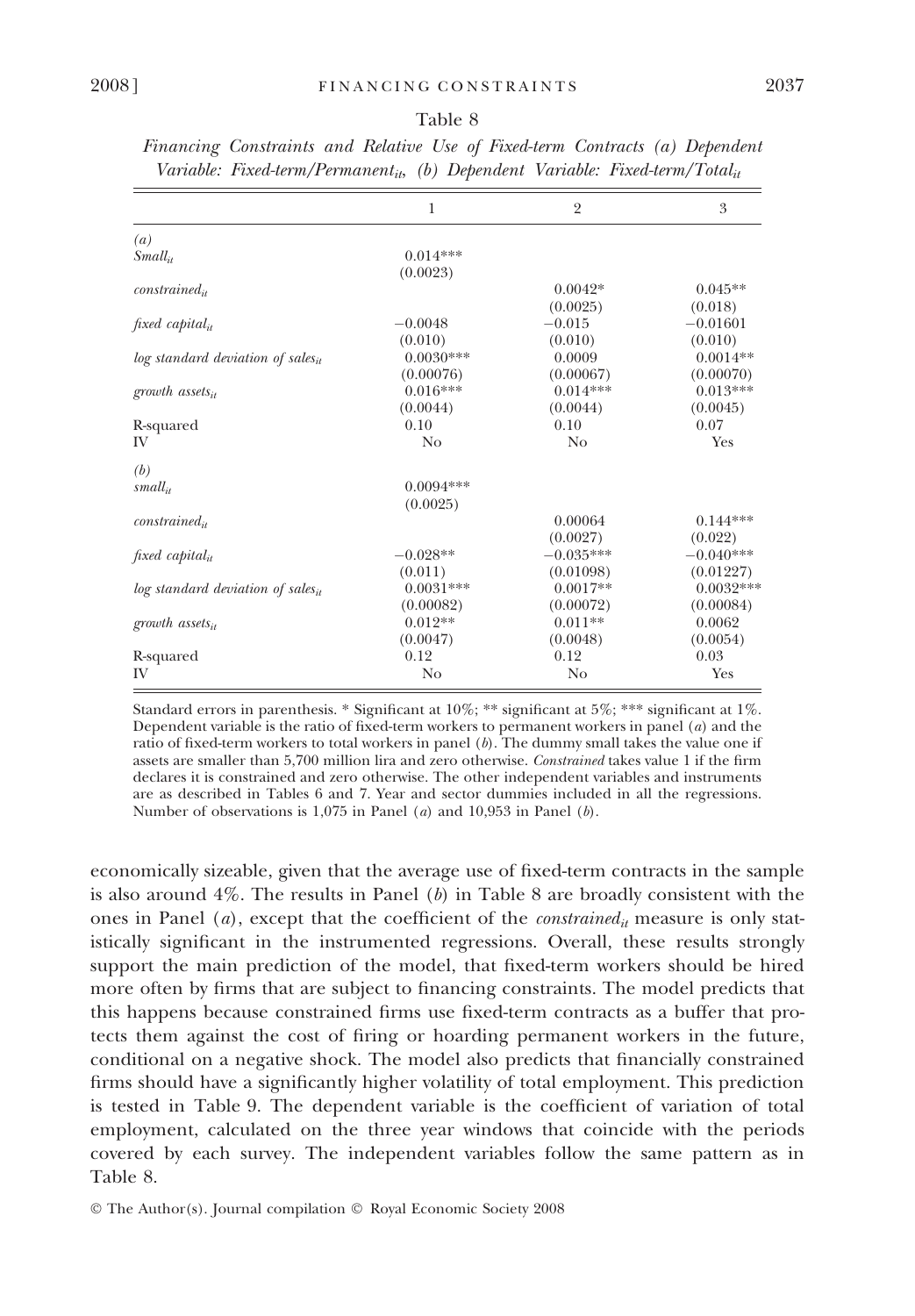Table 8

*Financing Constraints and Relative Use of Fixed-term Contracts (a) Dependent Variable: Fixed-term/Permanent$_{it}$, (b) Dependent Variable: Fixed-term/Total$_{it}$*

| | 1 | 2 | 3 |
|---|---|---|---|
| *(a)* | | | |
| *Small$_{it}$* | 0.014*** | | |
| | (0.0023) | | |
| *constrained$_{it}$* | | 0.0042* | 0.045** |
| | | (0.0025) | (0.018) |
| *fixed capital$_{it}$* | −0.0048 | −0.015 | −0.01601 |
| | (0.010) | (0.010) | (0.010) |
| *log standard deviation of sales$_{it}$* | 0.0030*** | 0.0009 | 0.0014** |
| | (0.00076) | (0.00067) | (0.00070) |
| *growth assets$_{it}$* | 0.016*** | 0.014*** | 0.013*** |
| | (0.0044) | (0.0044) | (0.0045) |
| R-squared | 0.10 | 0.10 | 0.07 |
| IV | No | No | Yes |
| *(b)* | | | |
| *small$_{it}$* | 0.0094*** | | |
| | (0.0025) | | |
| *constrained$_{it}$* | | 0.00064 | 0.144*** |
| | | (0.0027) | (0.022) |
| *fixed capital$_{it}$* | −0.028** | −0.035*** | −0.040*** |
| | (0.011) | (0.01098) | (0.01227) |
| *log standard deviation of sales$_{it}$* | 0.0031*** | 0.0017** | 0.0032*** |
| | (0.00082) | (0.00072) | (0.00084) |
| *growth assets$_{it}$* | 0.012** | 0.011** | 0.0062 |
| | (0.0047) | (0.0048) | (0.0054) |
| R-squared | 0.12 | 0.12 | 0.03 |
| IV | No | No | Yes |

Standard errors in parenthesis. * Significant at 10%; ** significant at 5%; *** significant at 1%. Dependent variable is the ratio of fixed-term workers to permanent workers in panel (*a*) and the ratio of fixed-term workers to total workers in panel (*b*). The dummy small takes the value one if assets are smaller than 5,700 million lira and zero otherwise. *Constrained* takes value 1 if the firm declares it is constrained and zero otherwise. The other independent variables and instruments are as described in Tables 6 and 7. Year and sector dummies included in all the regressions. Number of observations is 1,075 in Panel (*a*) and 10,953 in Panel (*b*).

economically sizeable, given that the average use of fixed-term contracts in the sample is also around 4%. The results in Panel (*b*) in Table 8 are broadly consistent with the ones in Panel (*a*), except that the coefficient of the *constrained$_{it}$* measure is only statistically significant in the instrumented regressions. Overall, these results strongly support the main prediction of the model, that fixed-term workers should be hired more often by firms that are subject to financing constraints. The model predicts that this happens because constrained firms use fixed-term contracts as a buffer that protects them against the cost of firing or hoarding permanent workers in the future, conditional on a negative shock. The model also predicts that financially constrained firms should have a significantly higher volatility of total employment. This prediction is tested in Table 9. The dependent variable is the coefficient of variation of total employment, calculated on the three year windows that coincide with the periods covered by each survey. The independent variables follow the same pattern as in Table 8.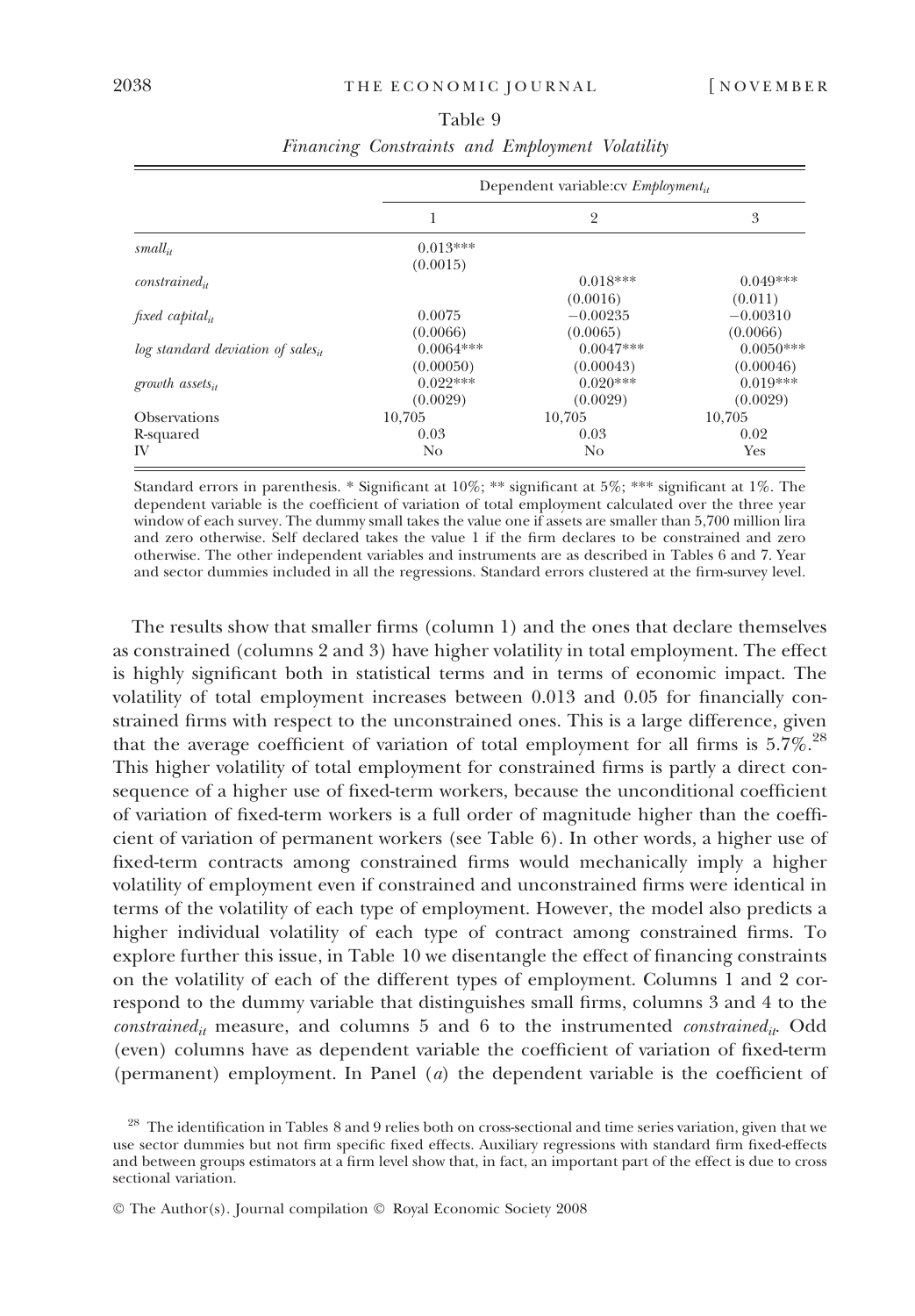Table 9

*Financing Constraints and Employment Volatility*

| | Dependent variable:cv $Employment_{it}$ | | |
|---|---|---|---|
| | 1 | 2 | 3 |
| $small_{it}$ | 0.013*** | | |
| | (0.0015) | | |
| $constrained_{it}$ | | 0.018*** | 0.049*** |
| | | (0.0016) | (0.011) |
| $fixed\ capital_{it}$ | 0.0075 | −0.00235 | −0.00310 |
| | (0.0066) | (0.0065) | (0.0066) |
| $log\ standard\ deviation\ of\ sales_{it}$ | 0.0064*** | 0.0047*** | 0.0050*** |
| | (0.00050) | (0.00043) | (0.00046) |
| $growth\ assets_{it}$ | 0.022*** | 0.020*** | 0.019*** |
| | (0.0029) | (0.0029) | (0.0029) |
| Observations | 10,705 | 10,705 | 10,705 |
| R-squared | 0.03 | 0.03 | 0.02 |
| IV | No | No | Yes |

Standard errors in parenthesis. * Significant at 10%; ** significant at 5%; *** significant at 1%. The dependent variable is the coefficient of variation of total employment calculated over the three year window of each survey. The dummy small takes the value one if assets are smaller than 5,700 million lira and zero otherwise. Self declared takes the value 1 if the firm declares to be constrained and zero otherwise. The other independent variables and instruments are as described in Tables 6 and 7. Year and sector dummies included in all the regressions. Standard errors clustered at the firm-survey level.

The results show that smaller firms (column 1) and the ones that declare themselves as constrained (columns 2 and 3) have higher volatility in total employment. The effect is highly significant both in statistical terms and in terms of economic impact. The volatility of total employment increases between 0.013 and 0.05 for financially constrained firms with respect to the unconstrained ones. This is a large difference, given that the average coefficient of variation of total employment for all firms is 5.7%.[28] This higher volatility of total employment for constrained firms is partly a direct consequence of a higher use of fixed-term workers, because the unconditional coefficient of variation of fixed-term workers is a full order of magnitude higher than the coefficient of variation of permanent workers (see Table 6). In other words, a higher use of fixed-term contracts among constrained firms would mechanically imply a higher volatility of employment even if constrained and unconstrained firms were identical in terms of the volatility of each type of employment. However, the model also predicts a higher individual volatility of each type of contract among constrained firms. To explore further this issue, in Table 10 we disentangle the effect of financing constraints on the volatility of each of the different types of employment. Columns 1 and 2 correspond to the dummy variable that distinguishes small firms, columns 3 and 4 to the $constrained_{it}$ measure, and columns 5 and 6 to the instrumented $constrained_{it}$. Odd (even) columns have as dependent variable the coefficient of variation of fixed-term (permanent) employment. In Panel (*a*) the dependent variable is the coefficient of

[28] The identification in Tables 8 and 9 relies both on cross-sectional and time series variation, given that we use sector dummies but not firm specific fixed effects. Auxiliary regressions with standard firm fixed-effects and between groups estimators at a firm level show that, in fact, an important part of the effect is due to cross sectional variation.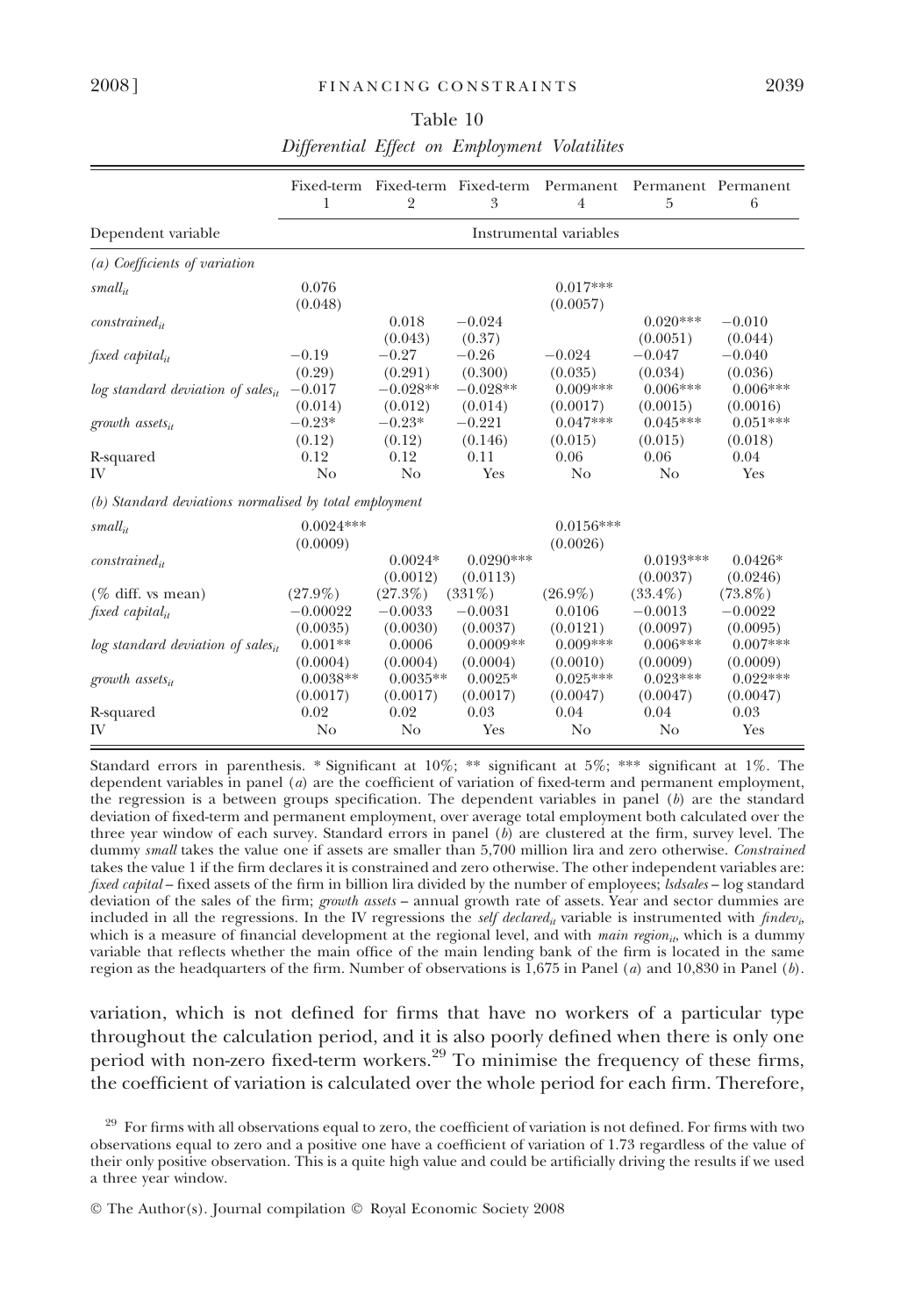Table 10

*Differential Effect on Employment Volatilites*

| | Fixed-term 1 | Fixed-term 2 | Fixed-term 3 | Permanent 4 | Permanent 5 | Permanent 6 |
|---|---|---|---|---|---|---|
| Dependent variable | Instrumental variables | | | | | |
| *(a) Coefficients of variation* | | | | | | |
| $small_{it}$ | 0.076 | | | 0.017*** | | |
| | (0.048) | | | (0.0057) | | |
| $constrained_{it}$ | | 0.018 | −0.024 | | 0.020*** | −0.010 |
| | | (0.043) | (0.37) | | (0.0051) | (0.044) |
| $fixed\ capital_{it}$ | −0.19 | −0.27 | −0.26 | −0.024 | −0.047 | −0.040 |
| | (0.29) | (0.291) | (0.300) | (0.035) | (0.034) | (0.036) |
| $log\ standard\ deviation\ of\ sales_{it}$ | −0.017 | −0.028** | −0.028** | 0.009*** | 0.006*** | 0.006*** |
| | (0.014) | (0.012) | (0.014) | (0.0017) | (0.0015) | (0.0016) |
| $growth\ assets_{it}$ | −0.23* | −0.23* | −0.221 | 0.047*** | 0.045*** | 0.051*** |
| | (0.12) | (0.12) | (0.146) | (0.015) | (0.015) | (0.018) |
| R-squared | 0.12 | 0.12 | 0.11 | 0.06 | 0.06 | 0.04 |
| IV | No | No | Yes | No | No | Yes |
| *(b) Standard deviations normalised by total employment* | | | | | | |
| $small_{it}$ | 0.0024*** | | | 0.0156*** | | |
| | (0.0009) | | | (0.0026) | | |
| $constrained_{it}$ | | 0.0024* | 0.0290*** | | 0.0193*** | 0.0426* |
| | | (0.0012) | (0.0113) | | (0.0037) | (0.0246) |
| (% diff. vs mean) | (27.9%) | (27.3%) | (331%) | (26.9%) | (33.4%) | (73.8%) |
| $fixed\ capital_{it}$ | −0.00022 | −0.0033 | −0.0031 | 0.0106 | −0.0013 | −0.0022 |
| | (0.0035) | (0.0030) | (0.0037) | (0.0121) | (0.0097) | (0.0095) |
| $log\ standard\ deviation\ of\ sales_{it}$ | 0.001** | 0.0006 | 0.0009** | 0.009*** | 0.006*** | 0.007*** |
| | (0.0004) | (0.0004) | (0.0004) | (0.0010) | (0.0009) | (0.0009) |
| $growth\ assets_{it}$ | 0.0038** | 0.0035** | 0.0025* | 0.025*** | 0.023*** | 0.022*** |
| | (0.0017) | (0.0017) | (0.0017) | (0.0047) | (0.0047) | (0.0047) |
| R-squared | 0.02 | 0.02 | 0.03 | 0.04 | 0.04 | 0.03 |
| IV | No | No | Yes | No | No | Yes |

Standard errors in parenthesis. * Significant at 10%; ** significant at 5%; *** significant at 1%. The dependent variables in panel (*a*) are the coefficient of variation of fixed-term and permanent employment, the regression is a between groups specification. The dependent variables in panel (*b*) are the standard deviation of fixed-term and permanent employment, over average total employment both calculated over the three year window of each survey. Standard errors in panel (*b*) are clustered at the firm, survey level. The dummy *small* takes the value one if assets are smaller than 5,700 million lira and zero otherwise. *Constrained* takes the value 1 if the firm declares it is constrained and zero otherwise. The other independent variables are: *fixed capital* – fixed assets of the firm in billion lira divided by the number of employees; *lsdsales* – log standard deviation of the sales of the firm; *growth assets* – annual growth rate of assets. Year and sector dummies are included in all the regressions. In the IV regressions the $self\ declared_{it}$ variable is instrumented with $findev_i$, which is a measure of financial development at the regional level, and with $main\ region_{it}$, which is a dummy variable that reflects whether the main office of the main lending bank of the firm is located in the same region as the headquarters of the firm. Number of observations is 1,675 in Panel (*a*) and 10,830 in Panel (*b*).

variation, which is not defined for firms that have no workers of a particular type throughout the calculation period, and it is also poorly defined when there is only one period with non-zero fixed-term workers.[29] To minimise the frequency of these firms, the coefficient of variation is calculated over the whole period for each firm. Therefore,

[29] For firms with all observations equal to zero, the coefficient of variation is not defined. For firms with two observations equal to zero and a positive one have a coefficient of variation of 1.73 regardless of the value of their only positive observation. This is a quite high value and could be artificially driving the results if we used a three year window.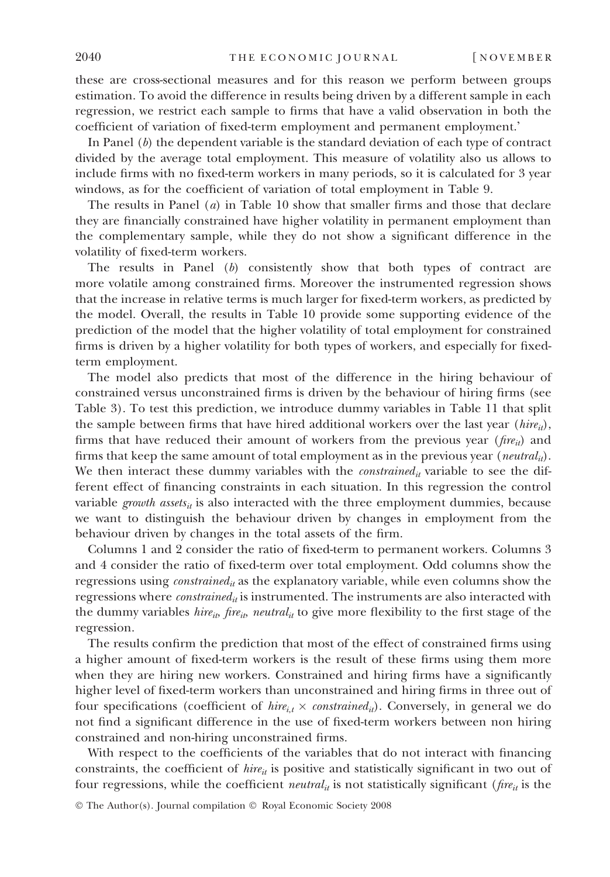these are cross-sectional measures and for this reason we perform between groups estimation. To avoid the difference in results being driven by a different sample in each regression, we restrict each sample to firms that have a valid observation in both the coefficient of variation of fixed-term employment and permanent employment.'

In Panel (*b*) the dependent variable is the standard deviation of each type of contract divided by the average total employment. This measure of volatility also us allows to include firms with no fixed-term workers in many periods, so it is calculated for 3 year windows, as for the coefficient of variation of total employment in Table 9.

The results in Panel (*a*) in Table 10 show that smaller firms and those that declare they are financially constrained have higher volatility in permanent employment than the complementary sample, while they do not show a significant difference in the volatility of fixed-term workers.

The results in Panel (*b*) consistently show that both types of contract are more volatile among constrained firms. Moreover the instrumented regression shows that the increase in relative terms is much larger for fixed-term workers, as predicted by the model. Overall, the results in Table 10 provide some supporting evidence of the prediction of the model that the higher volatility of total employment for constrained firms is driven by a higher volatility for both types of workers, and especially for fixed-term employment.

The model also predicts that most of the difference in the hiring behaviour of constrained versus unconstrained firms is driven by the behaviour of hiring firms (see Table 3). To test this prediction, we introduce dummy variables in Table 11 that split the sample between firms that have hired additional workers over the last year ($hire_{it}$), firms that have reduced their amount of workers from the previous year ($fire_{it}$) and firms that keep the same amount of total employment as in the previous year ($neutral_{it}$). We then interact these dummy variables with the $constrained_{it}$ variable to see the different effect of financing constraints in each situation. In this regression the control variable $growth\ assets_{it}$ is also interacted with the three employment dummies, because we want to distinguish the behaviour driven by changes in employment from the behaviour driven by changes in the total assets of the firm.

Columns 1 and 2 consider the ratio of fixed-term to permanent workers. Columns 3 and 4 consider the ratio of fixed-term over total employment. Odd columns show the regressions using $constrained_{it}$ as the explanatory variable, while even columns show the regressions where $constrained_{it}$ is instrumented. The instruments are also interacted with the dummy variables $hire_{it}$, $fire_{it}$, $neutral_{it}$ to give more flexibility to the first stage of the regression.

The results confirm the prediction that most of the effect of constrained firms using a higher amount of fixed-term workers is the result of these firms using them more when they are hiring new workers. Constrained and hiring firms have a significantly higher level of fixed-term workers than unconstrained and hiring firms in three out of four specifications (coefficient of $hire_{i,t} \times constrained_{it}$). Conversely, in general we do not find a significant difference in the use of fixed-term workers between non hiring constrained and non-hiring unconstrained firms.

With respect to the coefficients of the variables that do not interact with financing constraints, the coefficient of $hire_{it}$ is positive and statistically significant in two out of four regressions, while the coefficient $neutral_{it}$ is not statistically significant ($fire_{it}$ is the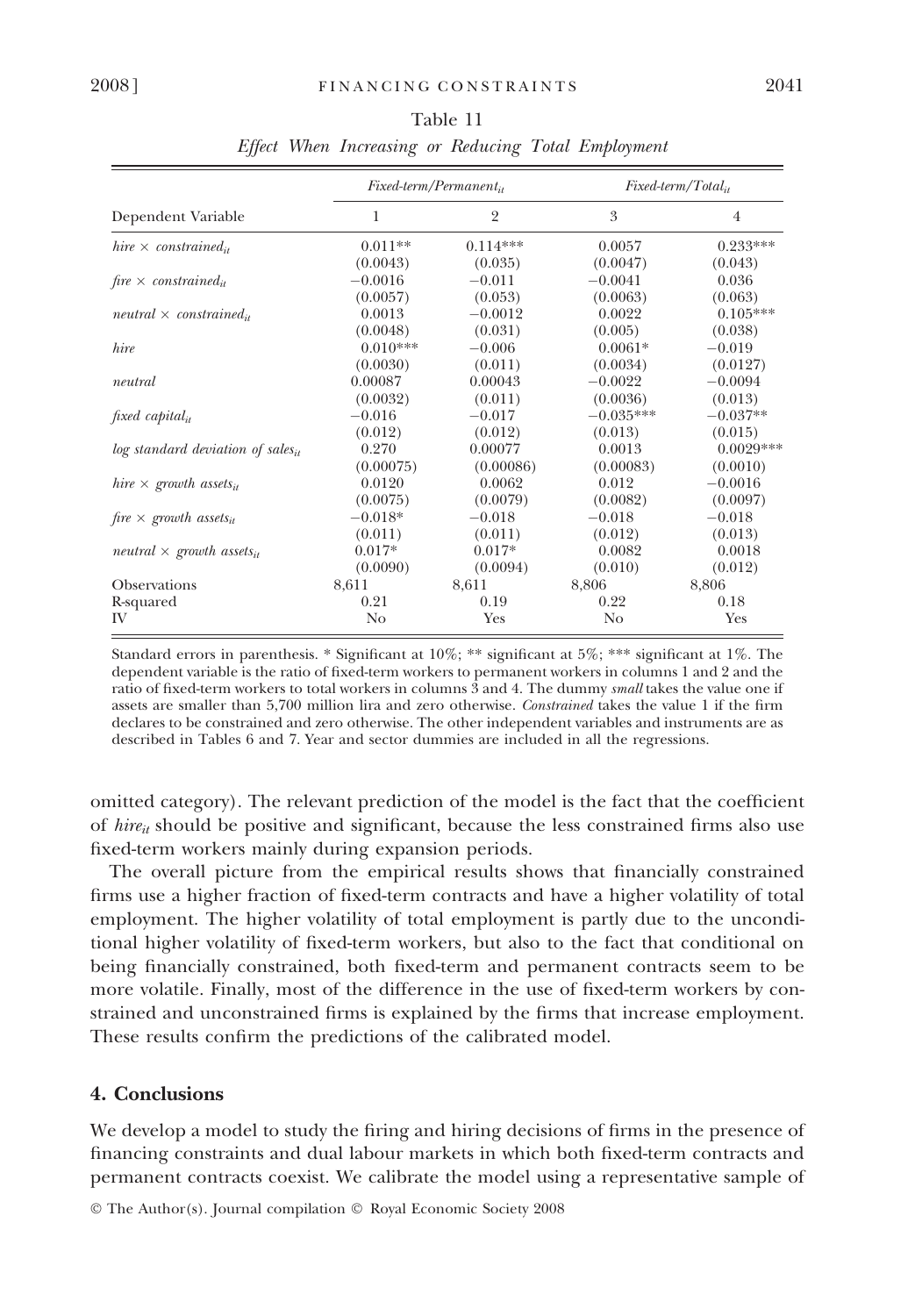Table 11

*Effect When Increasing or Reducing Total Employment*

| Dependent Variable | *Fixed-term/Permanent$_{it}$* | | *Fixed-term/Total$_{it}$* | |
|---|---|---|---|---|
| | 1 | 2 | 3 | 4 |
| *hire × constrained$_{it}$* | 0.011** | 0.114*** | 0.0057 | 0.233*** |
| | (0.0043) | (0.035) | (0.0047) | (0.043) |
| *fire × constrained$_{it}$* | −0.0016 | −0.011 | −0.0041 | 0.036 |
| | (0.0057) | (0.053) | (0.0063) | (0.063) |
| *neutral × constrained$_{it}$* | 0.0013 | −0.0012 | 0.0022 | 0.105*** |
| | (0.0048) | (0.031) | (0.005) | (0.038) |
| *hire* | 0.010*** | −0.006 | 0.0061* | −0.019 |
| | (0.0030) | (0.011) | (0.0034) | (0.0127) |
| *neutral* | 0.00087 | 0.00043 | −0.0022 | −0.0094 |
| | (0.0032) | (0.011) | (0.0036) | (0.013) |
| *fixed capital$_{it}$* | −0.016 | −0.017 | −0.035*** | −0.037** |
| | (0.012) | (0.012) | (0.013) | (0.015) |
| *log standard deviation of sales$_{it}$* | 0.270 | 0.00077 | 0.0013 | 0.0029*** |
| | (0.00075) | (0.00086) | (0.00083) | (0.0010) |
| *hire × growth assets$_{it}$* | 0.0120 | 0.0062 | 0.012 | −0.0016 |
| | (0.0075) | (0.0079) | (0.0082) | (0.0097) |
| *fire × growth assets$_{it}$* | −0.018* | −0.018 | −0.018 | −0.018 |
| | (0.011) | (0.011) | (0.012) | (0.013) |
| *neutral × growth assets$_{it}$* | 0.017* | 0.017* | 0.0082 | 0.0018 |
| | (0.0090) | (0.0094) | (0.010) | (0.012) |
| Observations | 8,611 | 8,611 | 8,806 | 8,806 |
| R-squared | 0.21 | 0.19 | 0.22 | 0.18 |
| IV | No | Yes | No | Yes |

Standard errors in parenthesis. * Significant at 10%; ** significant at 5%; *** significant at 1%. The dependent variable is the ratio of fixed-term workers to permanent workers in columns 1 and 2 and the ratio of fixed-term workers to total workers in columns 3 and 4. The dummy *small* takes the value one if assets are smaller than 5,700 million lira and zero otherwise. *Constrained* takes the value 1 if the firm declares to be constrained and zero otherwise. The other independent variables and instruments are as described in Tables 6 and 7. Year and sector dummies are included in all the regressions.

omitted category). The relevant prediction of the model is the fact that the coefficient of $hire_{it}$ should be positive and significant, because the less constrained firms also use fixed-term workers mainly during expansion periods.

The overall picture from the empirical results shows that financially constrained firms use a higher fraction of fixed-term contracts and have a higher volatility of total employment. The higher volatility of total employment is partly due to the unconditional higher volatility of fixed-term workers, but also to the fact that conditional on being financially constrained, both fixed-term and permanent contracts seem to be more volatile. Finally, most of the difference in the use of fixed-term workers by constrained and unconstrained firms is explained by the firms that increase employment. These results confirm the predictions of the calibrated model.

## 4. Conclusions

We develop a model to study the firing and hiring decisions of firms in the presence of financing constraints and dual labour markets in which both fixed-term contracts and permanent contracts coexist. We calibrate the model using a representative sample of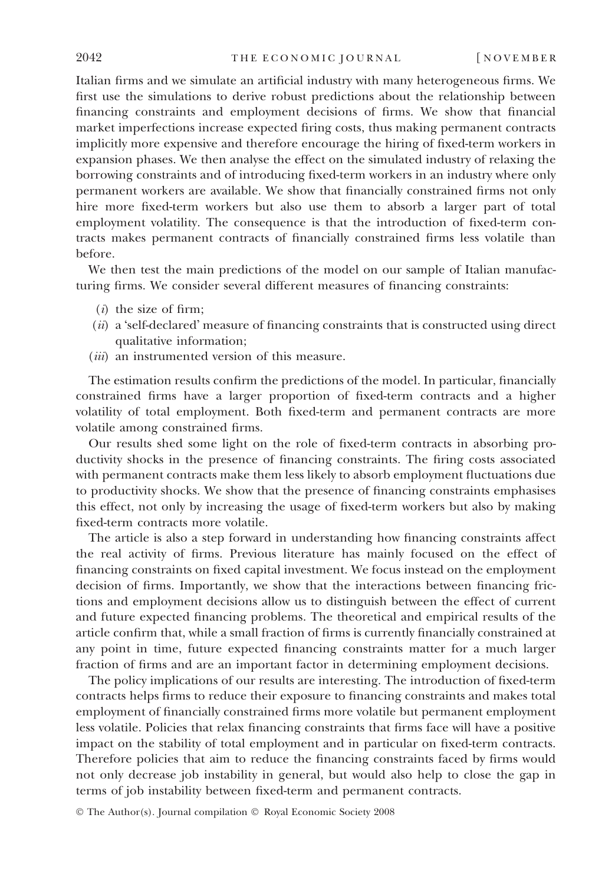Italian firms and we simulate an artificial industry with many heterogeneous firms. We first use the simulations to derive robust predictions about the relationship between financing constraints and employment decisions of firms. We show that financial market imperfections increase expected firing costs, thus making permanent contracts implicitly more expensive and therefore encourage the hiring of fixed-term workers in expansion phases. We then analyse the effect on the simulated industry of relaxing the borrowing constraints and of introducing fixed-term workers in an industry where only permanent workers are available. We show that financially constrained firms not only hire more fixed-term workers but also use them to absorb a larger part of total employment volatility. The consequence is that the introduction of fixed-term contracts makes permanent contracts of financially constrained firms less volatile than before.

We then test the main predictions of the model on our sample of Italian manufacturing firms. We consider several different measures of financing constraints:

(*i*) the size of firm;
(*ii*) a 'self-declared' measure of financing constraints that is constructed using direct qualitative information;
(*iii*) an instrumented version of this measure.

The estimation results confirm the predictions of the model. In particular, financially constrained firms have a larger proportion of fixed-term contracts and a higher volatility of total employment. Both fixed-term and permanent contracts are more volatile among constrained firms.

Our results shed some light on the role of fixed-term contracts in absorbing productivity shocks in the presence of financing constraints. The firing costs associated with permanent contracts make them less likely to absorb employment fluctuations due to productivity shocks. We show that the presence of financing constraints emphasises this effect, not only by increasing the usage of fixed-term workers but also by making fixed-term contracts more volatile.

The article is also a step forward in understanding how financing constraints affect the real activity of firms. Previous literature has mainly focused on the effect of financing constraints on fixed capital investment. We focus instead on the employment decision of firms. Importantly, we show that the interactions between financing frictions and employment decisions allow us to distinguish between the effect of current and future expected financing problems. The theoretical and empirical results of the article confirm that, while a small fraction of firms is currently financially constrained at any point in time, future expected financing constraints matter for a much larger fraction of firms and are an important factor in determining employment decisions.

The policy implications of our results are interesting. The introduction of fixed-term contracts helps firms to reduce their exposure to financing constraints and makes total employment of financially constrained firms more volatile but permanent employment less volatile. Policies that relax financing constraints that firms face will have a positive impact on the stability of total employment and in particular on fixed-term contracts. Therefore policies that aim to reduce the financing constraints faced by firms would not only decrease job instability in general, but would also help to close the gap in terms of job instability between fixed-term and permanent contracts.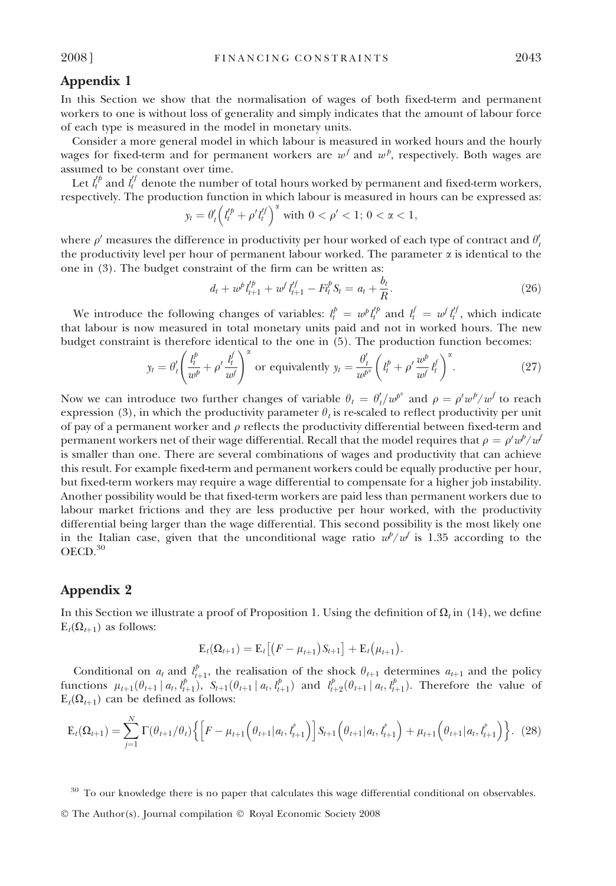## Appendix 1

In this Section we show that the normalisation of wages of both fixed-term and permanent workers to one is without loss of generality and simply indicates that the amount of labour force of each type is measured in the model in monetary units.

Consider a more general model in which labour is measured in worked hours and the hourly wages for fixed-term and for permanent workers are $w^f$ and $w^p$, respectively. Both wages are assumed to be constant over time.

Let $l_t'^p$ and $l_t'^f$ denote the number of total hours worked by permanent and fixed-term workers, respectively. The production function in which labour is measured in hours can be expressed as:

$$y_t = \theta_t'\left(l_t'^p + \rho' l_t'^f\right)^\alpha \text{ with } 0 < \rho' < 1;\ 0 < \alpha < 1,$$

where $\rho'$ measures the difference in productivity per hour worked of each type of contract and $\theta_t'$ the productivity level per hour of permanent labour worked. The parameter $\alpha$ is identical to the one in (3). The budget constraint of the firm can be written as:

$$d_t + w^p l_{t+1}'^p + w^f l_{t+1}'^f - F l_t^p S_t = a_t + \frac{b_t}{R}. \tag{26}$$

We introduce the following changes of variables: $l_t^p = w^p l_t'^p$ and $l_t^f = w^f l_t'^f$, which indicate that labour is now measured in total monetary units paid and not in worked hours. The new budget constraint is therefore identical to the one in (5). The production function becomes:

$$y_t = \theta_t'\left(\frac{l_t^p}{w^p} + \rho' \frac{l_t^f}{w^f}\right)^\alpha \text{ or equivalently } y_t = \frac{\theta_t'}{w^{p^\alpha}}\left(l_t^p + \rho' \frac{w^p}{w^f} l_t^f\right)^\alpha. \tag{27}$$

Now we can introduce two further changes of variable $\theta_t = \theta_t'/w^{p^\alpha}$ and $\rho = \rho' w^p/w^f$ to reach expression (3), in which the productivity parameter $\theta_t$ is re-scaled to reflect productivity per unit of pay of a permanent worker and $\rho$ reflects the productivity differential between fixed-term and permanent workers net of their wage differential. Recall that the model requires that $\rho = \rho' w^p/w^f$ is smaller than one. There are several combinations of wages and productivity that can achieve this result. For example fixed-term and permanent workers could be equally productive per hour, but fixed-term workers may require a wage differential to compensate for a higher job instability. Another possibility would be that fixed-term workers are paid less than permanent workers due to labour market frictions and they are less productive per hour worked, with the productivity differential being larger than the wage differential. This second possibility is the most likely one in the Italian case, given that the unconditional wage ratio $w^p/w^f$ is 1.35 according to the OECD.[30]

## Appendix 2

In this Section we illustrate a proof of Proposition 1. Using the definition of $\Omega_t$ in (14), we define $\mathrm{E}_t(\Omega_{t+1})$ as follows:

$$\mathrm{E}_t(\Omega_{t+1}) = \mathrm{E}_t\left[\left(F - \mu_{t+1}\right)S_{t+1}\right] + \mathrm{E}_t\left(\mu_{t+1}\right).$$

Conditional on $a_t$ and $l_{t+1}^p$, the realisation of the shock $\theta_{t+1}$ determines $a_{t+1}$ and the policy functions $\mu_{t+1}(\theta_{t+1} \mid a_t, l_{t+1}^p)$, $S_{t+1}(\theta_{t+1} \mid a_t, l_{t+1}^p)$ and $l_{t+2}^p(\theta_{t+1} \mid a_t, l_{t+1}^p)$. Therefore the value of $\mathrm{E}_t(\Omega_{t+1})$ can be defined as follows:

$$\mathrm{E}_t(\Omega_{t+1}) = \sum_{j=1}^{N} \Gamma(\theta_{t+1}/\theta_t)\left\{\left[F - \mu_{t+1}\left(\theta_{t+1}|a_t, l_{t+1}^p\right)\right]S_{t+1}\left(\theta_{t+1}|a_t, l_{t+1}^p\right) + \mu_{t+1}\left(\theta_{t+1}|a_t, l_{t+1}^p\right)\right\}. \tag{28}$$

[30] To our knowledge there is no paper that calculates this wage differential conditional on observables.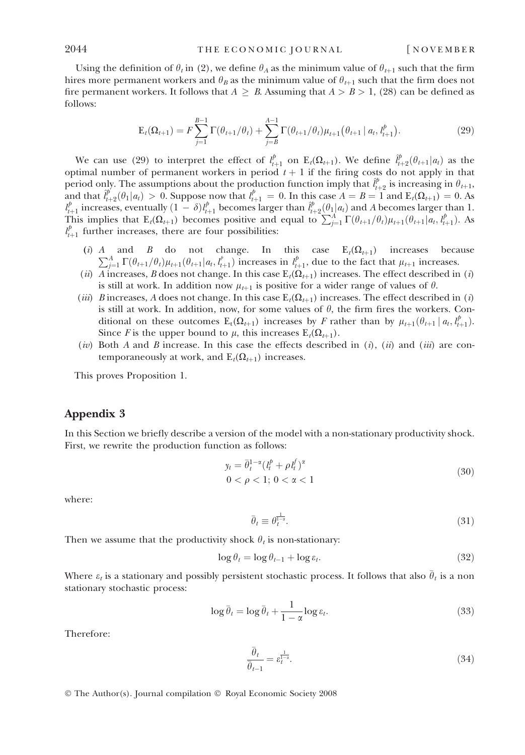Using the definition of $\theta_t$ in (2), we define $\theta_A$ as the minimum value of $\theta_{t+1}$ such that the firm hires more permanent workers and $\theta_B$ as the minimum value of $\theta_{t+1}$ such that the firm does not fire permanent workers. It follows that $A \geq B$. Assuming that $A > B > 1$, (28) can be defined as follows:

$$\mathrm{E}_t(\Omega_{t+1}) = F\sum_{j=1}^{B-1}\Gamma(\theta_{t+1}/\theta_t) + \sum_{j=B}^{A-1}\Gamma(\theta_{t+1}/\theta_t)\mu_{t+1}\big(\theta_{t+1}\mid a_t, l_{t+1}^p\big). \tag{29}$$

We can use (29) to interpret the effect of $l_{t+1}^p$ on $\mathrm{E}_t(\Omega_{t+1})$. We define $\hat{l}_{t+2}^p(\theta_{t+1}|a_t)$ as the optimal number of permanent workers in period $t+1$ if the firing costs do not apply in that period only. The assumptions about the production function imply that $\hat{l}_{t+2}^p$ is increasing in $\theta_{t+1}$, and that $\hat{l}_{t+2}^p(\theta_1|a_t) > 0$. Suppose now that $l_{t+1}^p = 0$. In this case $A = B = 1$ and $\mathrm{E}_t(\Omega_{t+1}) = 0$. As $l_{t+1}^p$ increases, eventually $(1-\delta)l_{t+1}^p$ becomes larger than $\hat{l}_{t+2}^p(\theta_1|a_t)$ and $A$ becomes larger than 1. This implies that $\mathrm{E}_t(\Omega_{t+1})$ becomes positive and equal to $\sum_{j=1}^{A}\Gamma(\theta_{t+1}/\theta_t)\mu_{t+1}(\theta_{t+1}|a_t, l_{t+1}^p)$. As $l_{t+1}^p$ further increases, there are four possibilities:

(*i*) $A$ and $B$ do not change. In this case $\mathrm{E}_t(\Omega_{t+1})$ increases because $\sum_{j=1}^{A}\Gamma(\theta_{t+1}/\theta_t)\mu_{t+1}(\theta_{t+1}|a_t, l_{t+1}^p)$ increases in $l_{t+1}^p$, due to the fact that $\mu_{t+1}$ increases.

(*ii*) $A$ increases, $B$ does not change. In this case $\mathrm{E}_t(\Omega_{t+1})$ increases. The effect described in (*i*) is still at work. In addition now $\mu_{t+1}$ is positive for a wider range of values of $\theta$.

(*iii*) $B$ increases, $A$ does not change. In this case $\mathrm{E}_t(\Omega_{t+1})$ increases. The effect described in (*i*) is still at work. In addition, now, for some values of $\theta$, the firm fires the workers. Conditional on these outcomes $\mathrm{E}_t(\Omega_{t+1})$ increases by $F$ rather than by $\mu_{t+1}(\theta_{t+1}\mid a_t, l_{t+1}^p)$. Since $F$ is the upper bound to $\mu$, this increases $\mathrm{E}_t(\Omega_{t+1})$.

(*iv*) Both $A$ and $B$ increase. In this case the effects described in (*i*), (*ii*) and (*iii*) are contemporaneously at work, and $\mathrm{E}_t(\Omega_{t+1})$ increases.

This proves Proposition 1.

## Appendix 3

In this Section we briefly describe a version of the model with a non-stationary productivity shock. First, we rewrite the production function as follows:

$$\begin{gathered} y_t = \bar{\theta}_t^{1-\alpha}(l_t^p + \rho l_t^f)^\alpha \\ 0 < \rho < 1;\ 0 < \alpha < 1 \end{gathered} \tag{30}$$

where:

$$\bar{\theta}_t \equiv \theta_t^{\frac{1}{1-\alpha}}. \tag{31}$$

Then we assume that the productivity shock $\theta_t$ is non-stationary:

$$\log\theta_t = \log\theta_{t-1} + \log\varepsilon_t. \tag{32}$$

Where $\varepsilon_t$ is a stationary and possibly persistent stochastic process. It follows that also $\bar{\theta}_t$ is a non stationary stochastic process:

$$\log\bar{\theta}_t = \log\bar{\theta}_t + \frac{1}{1-\alpha}\log\varepsilon_t. \tag{33}$$

Therefore:

$$\frac{\bar{\theta}_t}{\bar{\theta}_{t-1}} = \varepsilon_t^{\frac{1}{1-\alpha}}. \tag{34}$$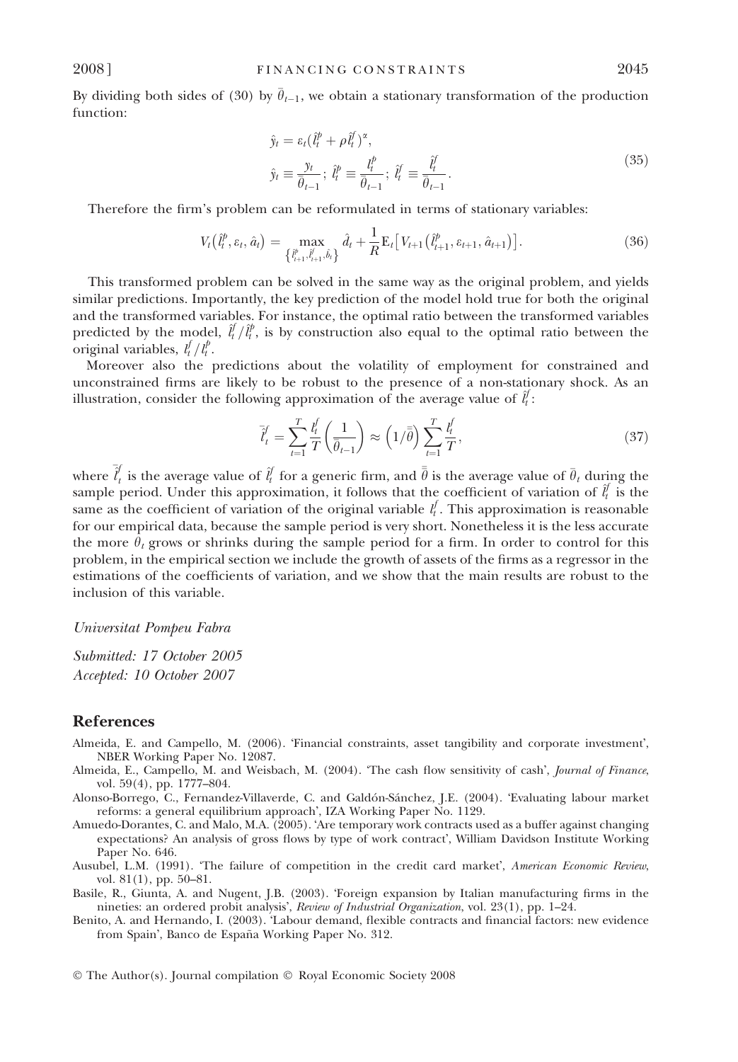By dividing both sides of (30) by $\bar{\theta}_{t-1}$, we obtain a stationary transformation of the production function:

$$
\begin{aligned}
&\hat{y}_t = \varepsilon_t(\hat{l}_t^p + \rho \hat{l}_t^f)^\alpha, \\
&\hat{y}_t \equiv \frac{y_t}{\bar{\theta}_{t-1}};\ \hat{l}_t^p \equiv \frac{l_t^p}{\bar{\theta}_{t-1}};\ \hat{l}_t^f \equiv \frac{\hat{l}_t^f}{\bar{\theta}_{t-1}}.
\end{aligned}
\tag{35}
$$

Therefore the firm's problem can be reformulated in terms of stationary variables:

$$
V_t(\hat{l}_t^p, \varepsilon_t, \hat{a}_t) = \max_{\{\hat{l}_{t+1}^p, \hat{l}_{t+1}^f, \hat{b}_t\}} \hat{d}_t + \frac{1}{R} \mathrm{E}_t \left[ V_{t+1}(\hat{l}_{t+1}^p, \varepsilon_{t+1}, \hat{a}_{t+1}) \right]. \tag{36}
$$

This transformed problem can be solved in the same way as the original problem, and yields similar predictions. Importantly, the key prediction of the model hold true for both the original and the transformed variables. For instance, the optimal ratio between the transformed variables predicted by the model, $\hat{l}_t^f / \hat{l}_t^p$, is by construction also equal to the optimal ratio between the original variables, $l_t^f / l_t^p$.

Moreover also the predictions about the volatility of employment for constrained and unconstrained firms are likely to be robust to the presence of a non-stationary shock. As an illustration, consider the following approximation of the average value of $\hat{l}_t^f$:

$$
\bar{\hat{l}}_t^f = \sum_{t=1}^{T} \frac{l_t^f}{T} \left( \frac{1}{\bar{\theta}_{t-1}} \right) \approx \left( 1/\bar{\bar{\theta}} \right) \sum_{t=1}^{T} \frac{l_t^f}{T}, \tag{37}
$$

where $\bar{\hat{l}}_t^f$ is the average value of $\hat{l}_t^f$ for a generic firm, and $\bar{\bar{\theta}}$ is the average value of $\bar{\theta}_t$ during the sample period. Under this approximation, it follows that the coefficient of variation of $\hat{l}_t^f$ is the same as the coefficient of variation of the original variable $l_t^f$. This approximation is reasonable for our empirical data, because the sample period is very short. Nonetheless it is the less accurate the more $\bar{\theta}_t$ grows or shrinks during the sample period for a firm. In order to control for this problem, in the empirical section we include the growth of assets of the firms as a regressor in the estimations of the coefficients of variation, and we show that the main results are robust to the inclusion of this variable.

*Universitat Pompeu Fabra*

*Submitted: 17 October 2005*
*Accepted: 10 October 2007*

## References

Almeida, E. and Campello, M. (2006). 'Financial constraints, asset tangibility and corporate investment', NBER Working Paper No. 12087.

Almeida, E., Campello, M. and Weisbach, M. (2004). 'The cash flow sensitivity of cash', *Journal of Finance*, vol. 59(4), pp. 1777–804.

Alonso-Borrego, C., Fernandez-Villaverde, C. and Galdón-Sánchez, J.E. (2004). 'Evaluating labour market reforms: a general equilibrium approach', IZA Working Paper No. 1129.

Amuedo-Dorantes, C. and Malo, M.A. (2005). 'Are temporary work contracts used as a buffer against changing expectations? An analysis of gross flows by type of work contract', William Davidson Institute Working Paper No. 646.

Ausubel, L.M. (1991). 'The failure of competition in the credit card market', *American Economic Review*, vol. 81(1), pp. 50–81.

Basile, R., Giunta, A. and Nugent, J.B. (2003). 'Foreign expansion by Italian manufacturing firms in the nineties: an ordered probit analysis', *Review of Industrial Organization*, vol. 23(1), pp. 1–24.

Benito, A. and Hernando, I. (2003). 'Labour demand, flexible contracts and financial factors: new evidence from Spain', Banco de España Working Paper No. 312.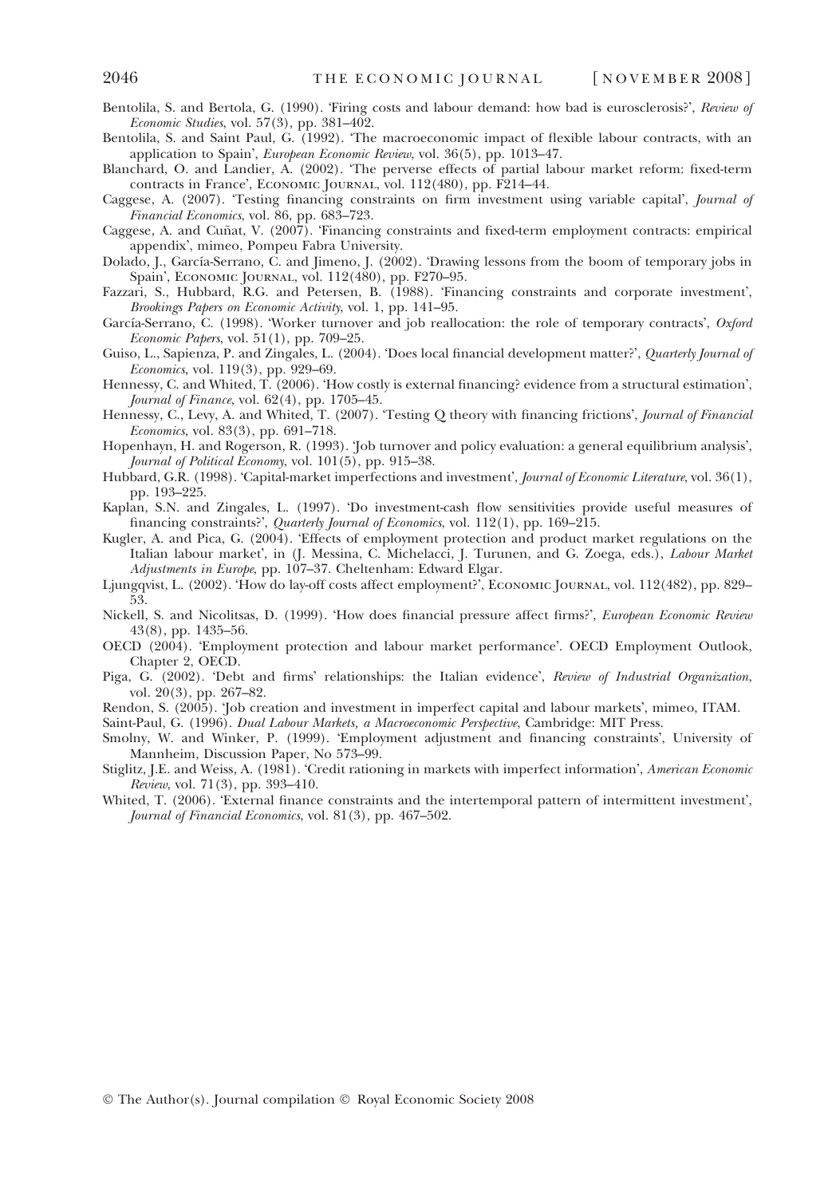Bentolila, S. and Bertola, G. (1990). 'Firing costs and labour demand: how bad is eurosclerosis?', *Review of Economic Studies*, vol. 57(3), pp. 381–402.

Bentolila, S. and Saint Paul, G. (1992). 'The macroeconomic impact of flexible labour contracts, with an application to Spain', *European Economic Review*, vol. 36(5), pp. 1013–47.

Blanchard, O. and Landier, A. (2002). 'The perverse effects of partial labour market reform: fixed-term contracts in France', Economic Journal, vol. 112(480), pp. F214–44.

Caggese, A. (2007). 'Testing financing constraints on firm investment using variable capital', *Journal of Financial Economics*, vol. 86, pp. 683–723.

Caggese, A. and Cuñat, V. (2007). 'Financing constraints and fixed-term employment contracts: empirical appendix', mimeo, Pompeu Fabra University.

Dolado, J., García-Serrano, C. and Jimeno, J. (2002). 'Drawing lessons from the boom of temporary jobs in Spain', Economic Journal, vol. 112(480), pp. F270–95.

Fazzari, S., Hubbard, R.G. and Petersen, B. (1988). 'Financing constraints and corporate investment', *Brookings Papers on Economic Activity*, vol. 1, pp. 141–95.

García-Serrano, C. (1998). 'Worker turnover and job reallocation: the role of temporary contracts', *Oxford Economic Papers*, vol. 51(1), pp. 709–25.

Guiso, L., Sapienza, P. and Zingales, L. (2004). 'Does local financial development matter?', *Quarterly Journal of Economics*, vol. 119(3), pp. 929–69.

Hennessy, C. and Whited, T. (2006). 'How costly is external financing? evidence from a structural estimation', *Journal of Finance*, vol. 62(4), pp. 1705–45.

Hennessy, C., Levy, A. and Whited, T. (2007). 'Testing Q theory with financing frictions', *Journal of Financial Economics*, vol. 83(3), pp. 691–718.

Hopenhayn, H. and Rogerson, R. (1993). 'Job turnover and policy evaluation: a general equilibrium analysis', *Journal of Political Economy*, vol. 101(5), pp. 915–38.

Hubbard, G.R. (1998). 'Capital-market imperfections and investment', *Journal of Economic Literature*, vol. 36(1), pp. 193–225.

Kaplan, S.N. and Zingales, L. (1997). 'Do investment-cash flow sensitivities provide useful measures of financing constraints?', *Quarterly Journal of Economics*, vol. 112(1), pp. 169–215.

Kugler, A. and Pica, G. (2004). 'Effects of employment protection and product market regulations on the Italian labour market', in (J. Messina, C. Michelacci, J. Turunen, and G. Zoega, eds.), *Labour Market Adjustments in Europe*, pp. 107–37. Cheltenham: Edward Elgar.

Ljungqvist, L. (2002). 'How do lay-off costs affect employment?', Economic Journal, vol. 112(482), pp. 829–53.

Nickell, S. and Nicolitsas, D. (1999). 'How does financial pressure affect firms?', *European Economic Review* 43(8), pp. 1435–56.

OECD (2004). 'Employment protection and labour market performance'. OECD Employment Outlook, Chapter 2, OECD.

Piga, G. (2002). 'Debt and firms' relationships: the Italian evidence', *Review of Industrial Organization*, vol. 20(3), pp. 267–82.

Rendon, S. (2005). 'Job creation and investment in imperfect capital and labour markets', mimeo, ITAM.

Saint-Paul, G. (1996). *Dual Labour Markets, a Macroeconomic Perspective*, Cambridge: MIT Press.

Smolny, W. and Winker, P. (1999). 'Employment adjustment and financing constraints', University of Mannheim, Discussion Paper, No 573–99.

Stiglitz, J.E. and Weiss, A. (1981). 'Credit rationing in markets with imperfect information', *American Economic Review*, vol. 71(3), pp. 393–410.

Whited, T. (2006). 'External finance constraints and the intertemporal pattern of intermittent investment', *Journal of Financial Economics*, vol. 81(3), pp. 467–502.